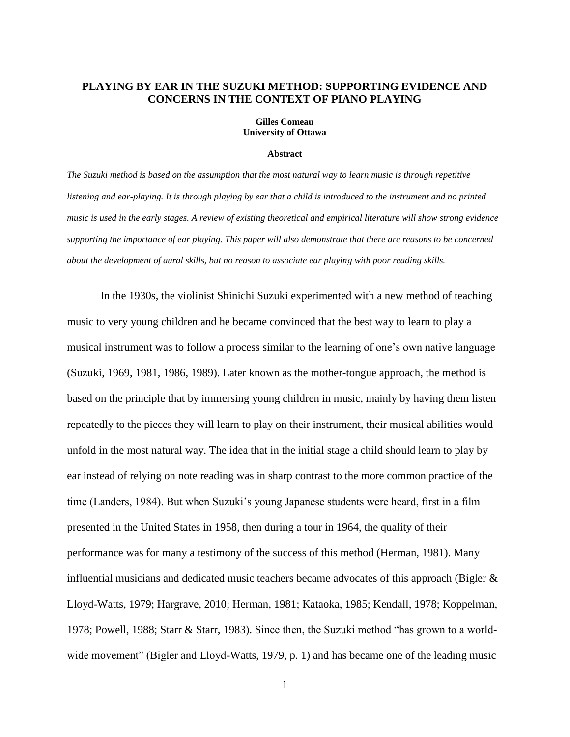# PLAYING BY EAR IN THE SUZUKI METHOD: SUPPORTING EVIDENCE AND CONCERNS IN THE CONTEXT OF PIANO PLAYING

**Gilles Comeau**
**University of Ottawa**

**Abstract**

*The Suzuki method is based on the assumption that the most natural way to learn music is through repetitive listening and ear-playing. It is through playing by ear that a child is introduced to the instrument and no printed music is used in the early stages. A review of existing theoretical and empirical literature will show strong evidence supporting the importance of ear playing. This paper will also demonstrate that there are reasons to be concerned about the development of aural skills, but no reason to associate ear playing with poor reading skills.*

In the 1930s, the violinist Shinichi Suzuki experimented with a new method of teaching music to very young children and he became convinced that the best way to learn to play a musical instrument was to follow a process similar to the learning of one's own native language (Suzuki, 1969, 1981, 1986, 1989). Later known as the mother-tongue approach, the method is based on the principle that by immersing young children in music, mainly by having them listen repeatedly to the pieces they will learn to play on their instrument, their musical abilities would unfold in the most natural way. The idea that in the initial stage a child should learn to play by ear instead of relying on note reading was in sharp contrast to the more common practice of the time (Landers, 1984). But when Suzuki's young Japanese students were heard, first in a film presented in the United States in 1958, then during a tour in 1964, the quality of their performance was for many a testimony of the success of this method (Herman, 1981). Many influential musicians and dedicated music teachers became advocates of this approach (Bigler & Lloyd-Watts, 1979; Hargrave, 2010; Herman, 1981; Kataoka, 1985; Kendall, 1978; Koppelman, 1978; Powell, 1988; Starr & Starr, 1983). Since then, the Suzuki method "has grown to a world-wide movement" (Bigler and Lloyd-Watts, 1979, p. 1) and has became one of the leading music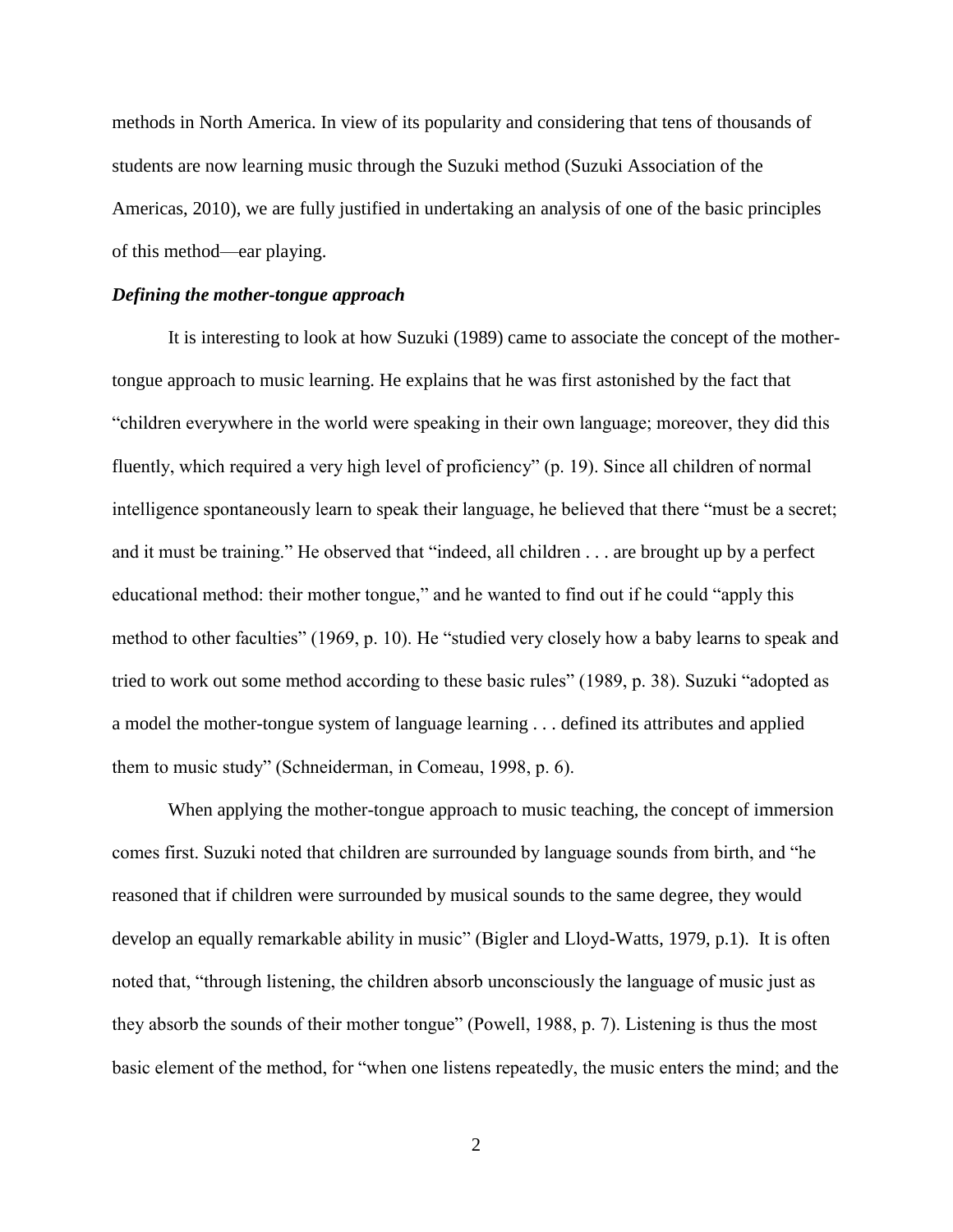methods in North America. In view of its popularity and considering that tens of thousands of students are now learning music through the Suzuki method (Suzuki Association of the Americas, 2010), we are fully justified in undertaking an analysis of one of the basic principles of this method—ear playing.

***Defining the mother-tongue approach***

It is interesting to look at how Suzuki (1989) came to associate the concept of the mother-tongue approach to music learning. He explains that he was first astonished by the fact that "children everywhere in the world were speaking in their own language; moreover, they did this fluently, which required a very high level of proficiency" (p. 19). Since all children of normal intelligence spontaneously learn to speak their language, he believed that there "must be a secret; and it must be training." He observed that "indeed, all children . . . are brought up by a perfect educational method: their mother tongue," and he wanted to find out if he could "apply this method to other faculties" (1969, p. 10). He "studied very closely how a baby learns to speak and tried to work out some method according to these basic rules" (1989, p. 38). Suzuki "adopted as a model the mother-tongue system of language learning . . . defined its attributes and applied them to music study" (Schneiderman, in Comeau, 1998, p. 6).

When applying the mother-tongue approach to music teaching, the concept of immersion comes first. Suzuki noted that children are surrounded by language sounds from birth, and "he reasoned that if children were surrounded by musical sounds to the same degree, they would develop an equally remarkable ability in music" (Bigler and Lloyd-Watts, 1979, p.1). It is often noted that, "through listening, the children absorb unconsciously the language of music just as they absorb the sounds of their mother tongue" (Powell, 1988, p. 7). Listening is thus the most basic element of the method, for "when one listens repeatedly, the music enters the mind; and the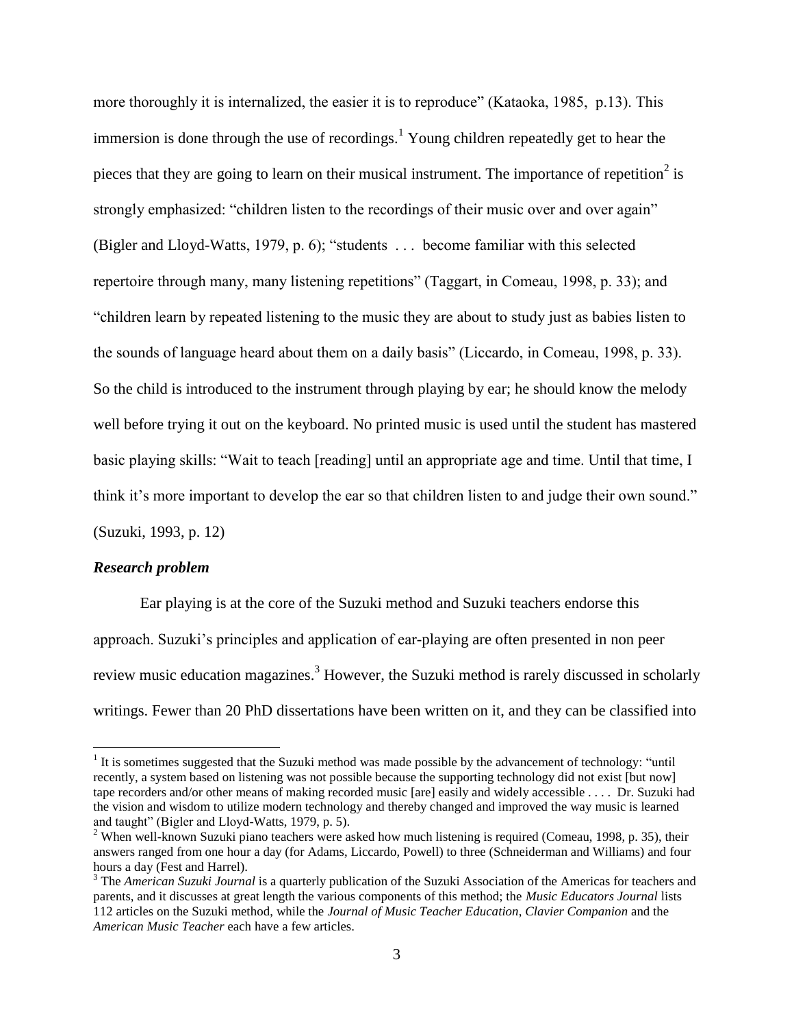more thoroughly it is internalized, the easier it is to reproduce" (Kataoka, 1985, p.13). This immersion is done through the use of recordings.[1] Young children repeatedly get to hear the pieces that they are going to learn on their musical instrument. The importance of repetition[2] is strongly emphasized: "children listen to the recordings of their music over and over again" (Bigler and Lloyd-Watts, 1979, p. 6); "students . . . become familiar with this selected repertoire through many, many listening repetitions" (Taggart, in Comeau, 1998, p. 33); and "children learn by repeated listening to the music they are about to study just as babies listen to the sounds of language heard about them on a daily basis" (Liccardo, in Comeau, 1998, p. 33). So the child is introduced to the instrument through playing by ear; he should know the melody well before trying it out on the keyboard. No printed music is used until the student has mastered basic playing skills: "Wait to teach [reading] until an appropriate age and time. Until that time, I think it's more important to develop the ear so that children listen to and judge their own sound." (Suzuki, 1993, p. 12)

### ***Research problem***

Ear playing is at the core of the Suzuki method and Suzuki teachers endorse this approach. Suzuki's principles and application of ear-playing are often presented in non peer review music education magazines.[3] However, the Suzuki method is rarely discussed in scholarly writings. Fewer than 20 PhD dissertations have been written on it, and they can be classified into

---

[1] It is sometimes suggested that the Suzuki method was made possible by the advancement of technology: "until recently, a system based on listening was not possible because the supporting technology did not exist [but now] tape recorders and/or other means of making recorded music [are] easily and widely accessible . . . . Dr. Suzuki had the vision and wisdom to utilize modern technology and thereby changed and improved the way music is learned and taught" (Bigler and Lloyd-Watts, 1979, p. 5).

[2] When well-known Suzuki piano teachers were asked how much listening is required (Comeau, 1998, p. 35), their answers ranged from one hour a day (for Adams, Liccardo, Powell) to three (Schneiderman and Williams) and four hours a day (Fest and Harrel).

[3] The *American Suzuki Journal* is a quarterly publication of the Suzuki Association of the Americas for teachers and parents, and it discusses at great length the various components of this method; the *Music Educators Journal* lists 112 articles on the Suzuki method, while the *Journal of Music Teacher Education*, *Clavier Companion* and the *American Music Teacher* each have a few articles.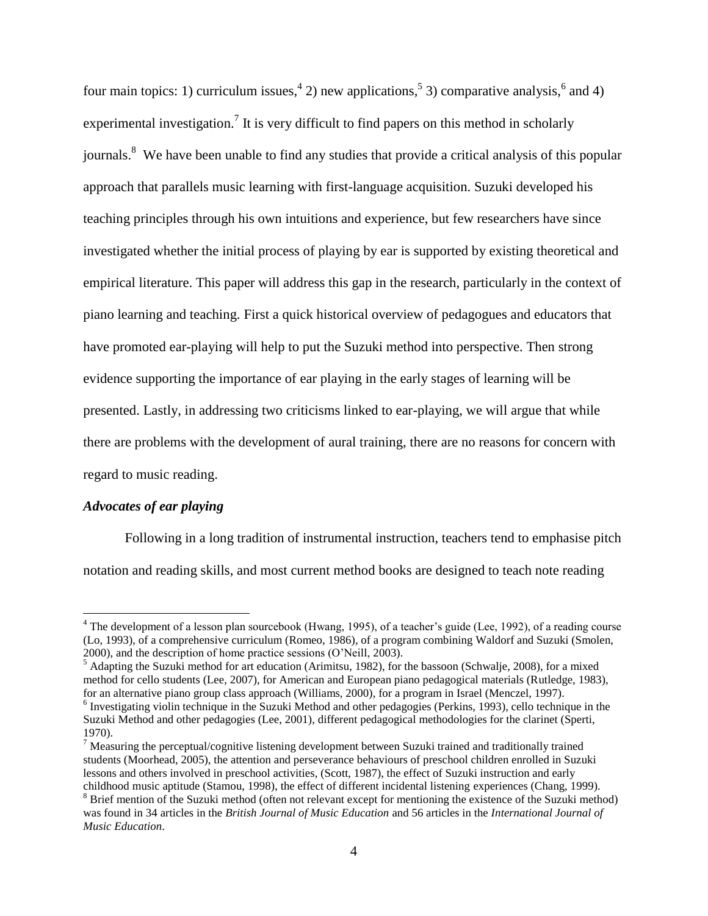four main topics: 1) curriculum issues,[4] 2) new applications,[5] 3) comparative analysis,[6] and 4) experimental investigation.[7] It is very difficult to find papers on this method in scholarly journals.[8] We have been unable to find any studies that provide a critical analysis of this popular approach that parallels music learning with first-language acquisition. Suzuki developed his teaching principles through his own intuitions and experience, but few researchers have since investigated whether the initial process of playing by ear is supported by existing theoretical and empirical literature. This paper will address this gap in the research, particularly in the context of piano learning and teaching. First a quick historical overview of pedagogues and educators that have promoted ear-playing will help to put the Suzuki method into perspective. Then strong evidence supporting the importance of ear playing in the early stages of learning will be presented. Lastly, in addressing two criticisms linked to ear-playing, we will argue that while there are problems with the development of aural training, there are no reasons for concern with regard to music reading.

### *Advocates of ear playing*

Following in a long tradition of instrumental instruction, teachers tend to emphasise pitch notation and reading skills, and most current method books are designed to teach note reading

---

[4] The development of a lesson plan sourcebook (Hwang, 1995), of a teacher's guide (Lee, 1992), of a reading course (Lo, 1993), of a comprehensive curriculum (Romeo, 1986), of a program combining Waldorf and Suzuki (Smolen, 2000), and the description of home practice sessions (O'Neill, 2003).

[5] Adapting the Suzuki method for art education (Arimitsu, 1982), for the bassoon (Schwalje, 2008), for a mixed method for cello students (Lee, 2007), for American and European piano pedagogical materials (Rutledge, 1983), for an alternative piano group class approach (Williams, 2000), for a program in Israel (Menczel, 1997).

[6] Investigating violin technique in the Suzuki Method and other pedagogies (Perkins, 1993), cello technique in the Suzuki Method and other pedagogies (Lee, 2001), different pedagogical methodologies for the clarinet (Sperti, 1970).

[7] Measuring the perceptual/cognitive listening development between Suzuki trained and traditionally trained students (Moorhead, 2005), the attention and perseverance behaviours of preschool children enrolled in Suzuki lessons and others involved in preschool activities, (Scott, 1987), the effect of Suzuki instruction and early childhood music aptitude (Stamou, 1998), the effect of different incidental listening experiences (Chang, 1999).

[8] Brief mention of the Suzuki method (often not relevant except for mentioning the existence of the Suzuki method) was found in 34 articles in the *British Journal of Music Education* and 56 articles in the *International Journal of Music Education*.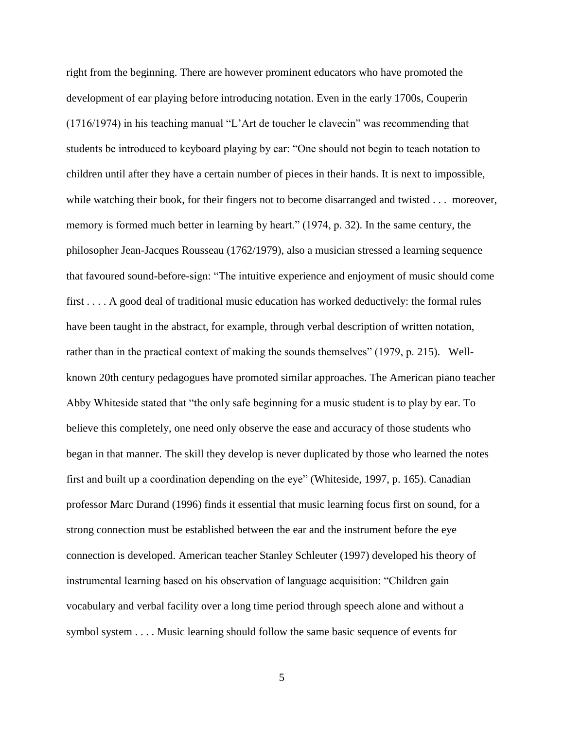right from the beginning. There are however prominent educators who have promoted the development of ear playing before introducing notation. Even in the early 1700s, Couperin (1716/1974) in his teaching manual "L'Art de toucher le clavecin" was recommending that students be introduced to keyboard playing by ear: "One should not begin to teach notation to children until after they have a certain number of pieces in their hands. It is next to impossible, while watching their book, for their fingers not to become disarranged and twisted . . . moreover, memory is formed much better in learning by heart." (1974, p. 32). In the same century, the philosopher Jean-Jacques Rousseau (1762/1979), also a musician stressed a learning sequence that favoured sound-before-sign: "The intuitive experience and enjoyment of music should come first . . . . A good deal of traditional music education has worked deductively: the formal rules have been taught in the abstract, for example, through verbal description of written notation, rather than in the practical context of making the sounds themselves" (1979, p. 215). Well-known 20th century pedagogues have promoted similar approaches. The American piano teacher Abby Whiteside stated that "the only safe beginning for a music student is to play by ear. To believe this completely, one need only observe the ease and accuracy of those students who began in that manner. The skill they develop is never duplicated by those who learned the notes first and built up a coordination depending on the eye" (Whiteside, 1997, p. 165). Canadian professor Marc Durand (1996) finds it essential that music learning focus first on sound, for a strong connection must be established between the ear and the instrument before the eye connection is developed. American teacher Stanley Schleuter (1997) developed his theory of instrumental learning based on his observation of language acquisition: "Children gain vocabulary and verbal facility over a long time period through speech alone and without a symbol system . . . . Music learning should follow the same basic sequence of events for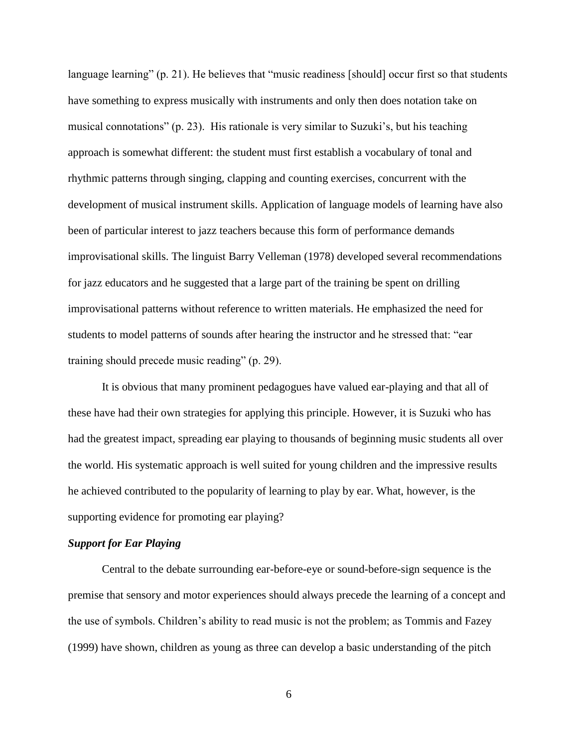language learning" (p. 21). He believes that "music readiness [should] occur first so that students have something to express musically with instruments and only then does notation take on musical connotations" (p. 23). His rationale is very similar to Suzuki's, but his teaching approach is somewhat different: the student must first establish a vocabulary of tonal and rhythmic patterns through singing, clapping and counting exercises, concurrent with the development of musical instrument skills. Application of language models of learning have also been of particular interest to jazz teachers because this form of performance demands improvisational skills. The linguist Barry Velleman (1978) developed several recommendations for jazz educators and he suggested that a large part of the training be spent on drilling improvisational patterns without reference to written materials. He emphasized the need for students to model patterns of sounds after hearing the instructor and he stressed that: "ear training should precede music reading" (p. 29).

It is obvious that many prominent pedagogues have valued ear-playing and that all of these have had their own strategies for applying this principle. However, it is Suzuki who has had the greatest impact, spreading ear playing to thousands of beginning music students all over the world. His systematic approach is well suited for young children and the impressive results he achieved contributed to the popularity of learning to play by ear. What, however, is the supporting evidence for promoting ear playing?

### *Support for Ear Playing*

Central to the debate surrounding ear-before-eye or sound-before-sign sequence is the premise that sensory and motor experiences should always precede the learning of a concept and the use of symbols. Children's ability to read music is not the problem; as Tommis and Fazey (1999) have shown, children as young as three can develop a basic understanding of the pitch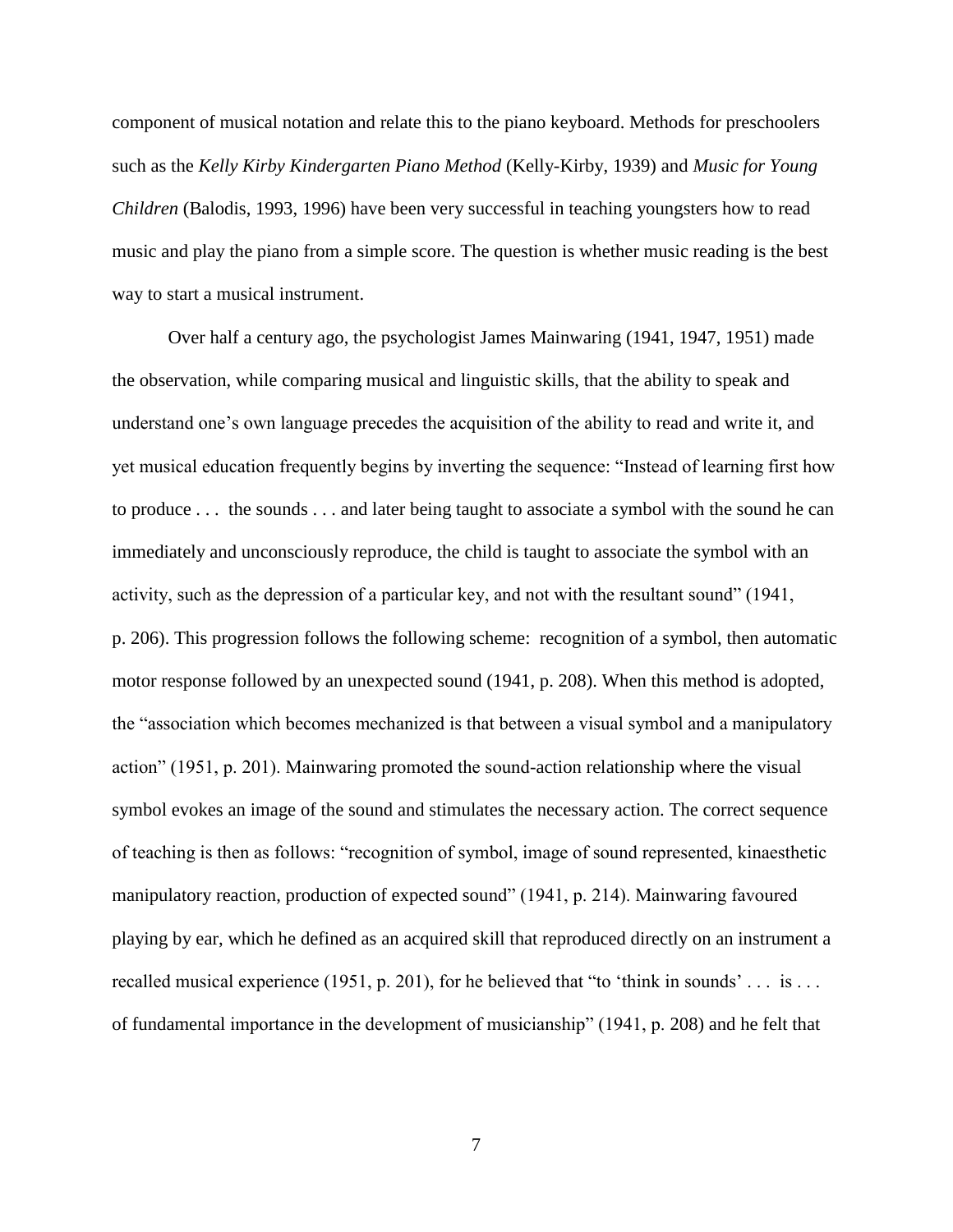component of musical notation and relate this to the piano keyboard. Methods for preschoolers such as the *Kelly Kirby Kindergarten Piano Method* (Kelly-Kirby, 1939) and *Music for Young Children* (Balodis, 1993, 1996) have been very successful in teaching youngsters how to read music and play the piano from a simple score. The question is whether music reading is the best way to start a musical instrument.

Over half a century ago, the psychologist James Mainwaring (1941, 1947, 1951) made the observation, while comparing musical and linguistic skills, that the ability to speak and understand one's own language precedes the acquisition of the ability to read and write it, and yet musical education frequently begins by inverting the sequence: "Instead of learning first how to produce . . . the sounds . . . and later being taught to associate a symbol with the sound he can immediately and unconsciously reproduce, the child is taught to associate the symbol with an activity, such as the depression of a particular key, and not with the resultant sound" (1941, p. 206). This progression follows the following scheme: recognition of a symbol, then automatic motor response followed by an unexpected sound (1941, p. 208). When this method is adopted, the "association which becomes mechanized is that between a visual symbol and a manipulatory action" (1951, p. 201). Mainwaring promoted the sound-action relationship where the visual symbol evokes an image of the sound and stimulates the necessary action. The correct sequence of teaching is then as follows: "recognition of symbol, image of sound represented, kinaesthetic manipulatory reaction, production of expected sound" (1941, p. 214). Mainwaring favoured playing by ear, which he defined as an acquired skill that reproduced directly on an instrument a recalled musical experience (1951, p. 201), for he believed that "to 'think in sounds' . . . is . . . of fundamental importance in the development of musicianship" (1941, p. 208) and he felt that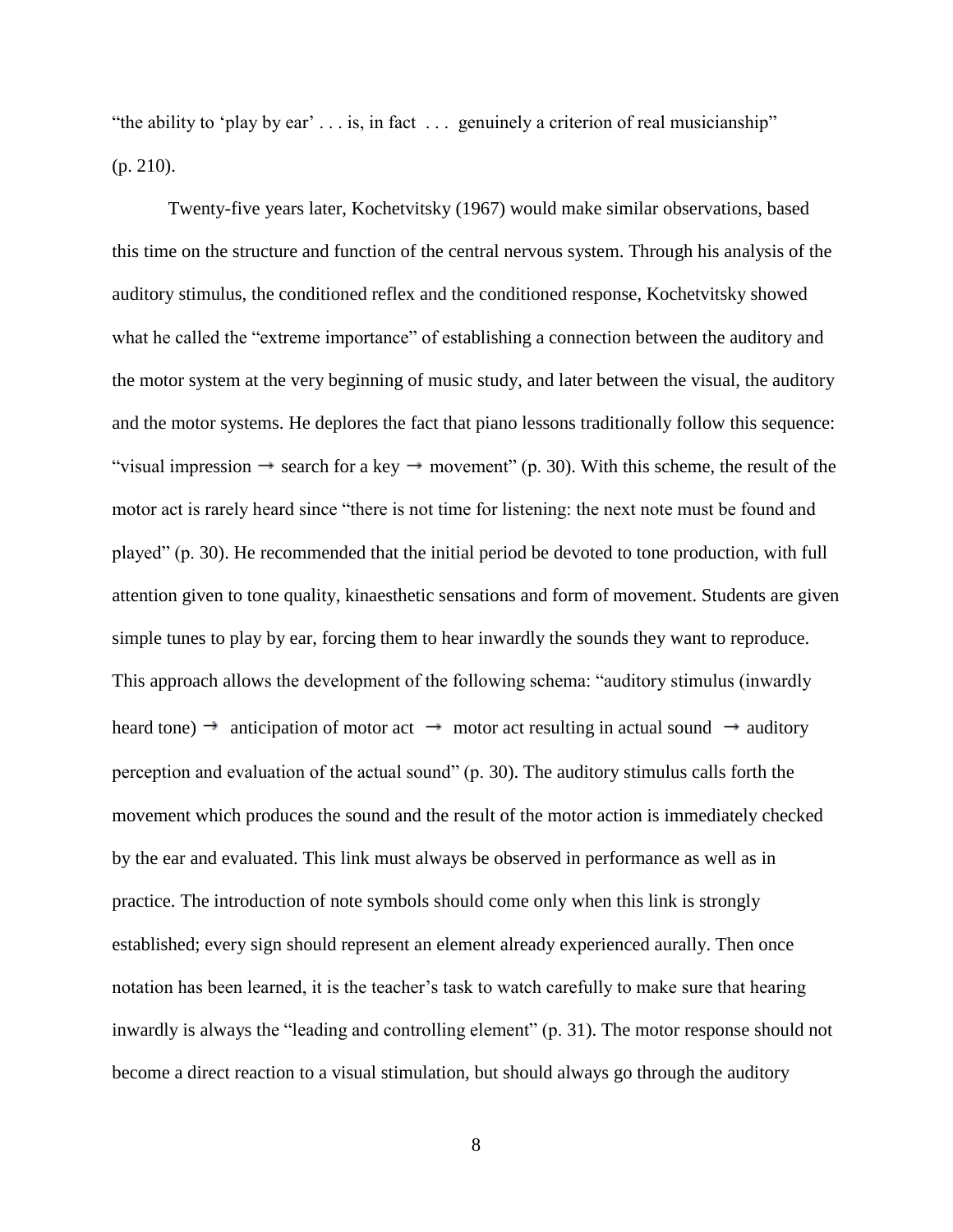"the ability to 'play by ear' . . . is, in fact . . . genuinely a criterion of real musicianship" (p. 210).

Twenty-five years later, Kochetvitsky (1967) would make similar observations, based this time on the structure and function of the central nervous system. Through his analysis of the auditory stimulus, the conditioned reflex and the conditioned response, Kochetvitsky showed what he called the "extreme importance" of establishing a connection between the auditory and the motor system at the very beginning of music study, and later between the visual, the auditory and the motor systems. He deplores the fact that piano lessons traditionally follow this sequence: "visual impression → search for a key → movement" (p. 30). With this scheme, the result of the motor act is rarely heard since "there is not time for listening: the next note must be found and played" (p. 30). He recommended that the initial period be devoted to tone production, with full attention given to tone quality, kinaesthetic sensations and form of movement. Students are given simple tunes to play by ear, forcing them to hear inwardly the sounds they want to reproduce. This approach allows the development of the following schema: "auditory stimulus (inwardly heard tone) → anticipation of motor act → motor act resulting in actual sound → auditory perception and evaluation of the actual sound" (p. 30). The auditory stimulus calls forth the movement which produces the sound and the result of the motor action is immediately checked by the ear and evaluated. This link must always be observed in performance as well as in practice. The introduction of note symbols should come only when this link is strongly established; every sign should represent an element already experienced aurally. Then once notation has been learned, it is the teacher's task to watch carefully to make sure that hearing inwardly is always the "leading and controlling element" (p. 31). The motor response should not become a direct reaction to a visual stimulation, but should always go through the auditory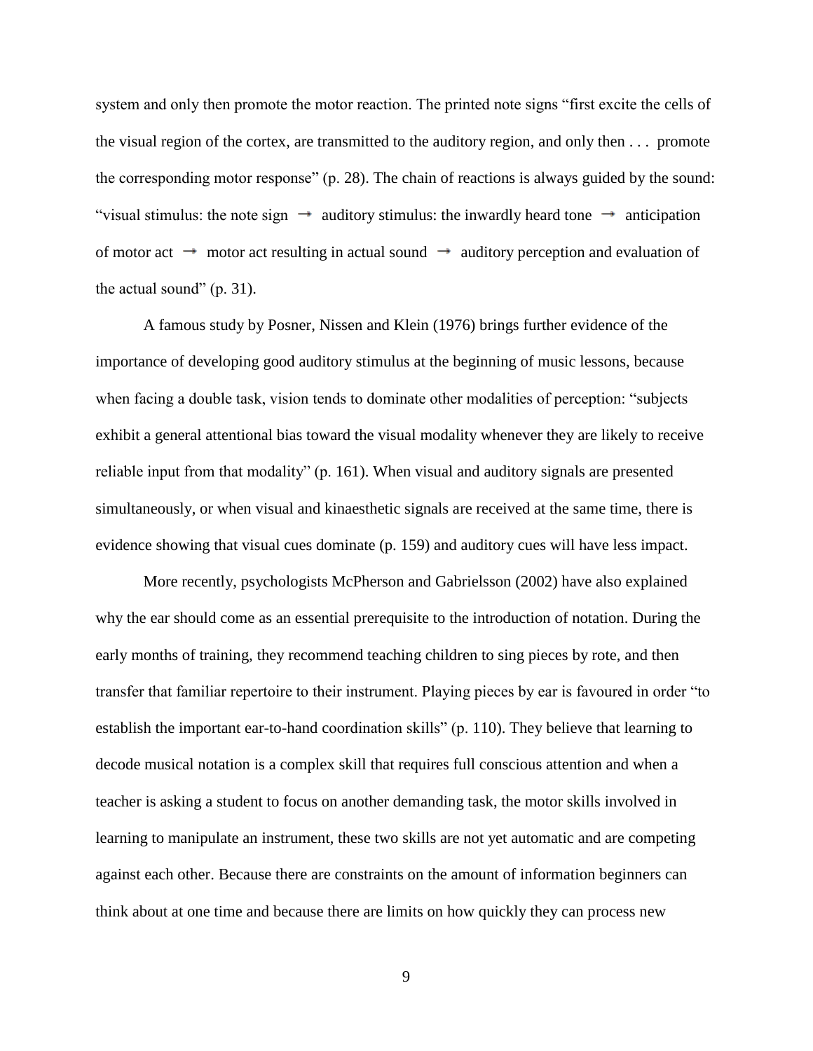system and only then promote the motor reaction. The printed note signs "first excite the cells of the visual region of the cortex, are transmitted to the auditory region, and only then . . . promote the corresponding motor response" (p. 28). The chain of reactions is always guided by the sound: "visual stimulus: the note sign → auditory stimulus: the inwardly heard tone → anticipation of motor act → motor act resulting in actual sound → auditory perception and evaluation of the actual sound" (p. 31).

A famous study by Posner, Nissen and Klein (1976) brings further evidence of the importance of developing good auditory stimulus at the beginning of music lessons, because when facing a double task, vision tends to dominate other modalities of perception: "subjects exhibit a general attentional bias toward the visual modality whenever they are likely to receive reliable input from that modality" (p. 161). When visual and auditory signals are presented simultaneously, or when visual and kinaesthetic signals are received at the same time, there is evidence showing that visual cues dominate (p. 159) and auditory cues will have less impact.

More recently, psychologists McPherson and Gabrielsson (2002) have also explained why the ear should come as an essential prerequisite to the introduction of notation. During the early months of training, they recommend teaching children to sing pieces by rote, and then transfer that familiar repertoire to their instrument. Playing pieces by ear is favoured in order "to establish the important ear-to-hand coordination skills" (p. 110). They believe that learning to decode musical notation is a complex skill that requires full conscious attention and when a teacher is asking a student to focus on another demanding task, the motor skills involved in learning to manipulate an instrument, these two skills are not yet automatic and are competing against each other. Because there are constraints on the amount of information beginners can think about at one time and because there are limits on how quickly they can process new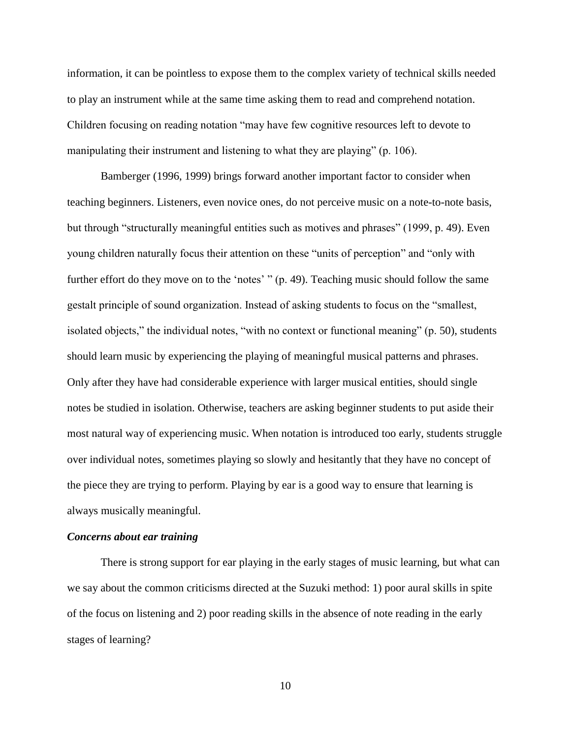information, it can be pointless to expose them to the complex variety of technical skills needed to play an instrument while at the same time asking them to read and comprehend notation. Children focusing on reading notation "may have few cognitive resources left to devote to manipulating their instrument and listening to what they are playing" (p. 106).

Bamberger (1996, 1999) brings forward another important factor to consider when teaching beginners. Listeners, even novice ones, do not perceive music on a note-to-note basis, but through "structurally meaningful entities such as motives and phrases" (1999, p. 49). Even young children naturally focus their attention on these "units of perception" and "only with further effort do they move on to the 'notes' " (p. 49). Teaching music should follow the same gestalt principle of sound organization. Instead of asking students to focus on the "smallest, isolated objects," the individual notes, "with no context or functional meaning" (p. 50), students should learn music by experiencing the playing of meaningful musical patterns and phrases. Only after they have had considerable experience with larger musical entities, should single notes be studied in isolation. Otherwise, teachers are asking beginner students to put aside their most natural way of experiencing music. When notation is introduced too early, students struggle over individual notes, sometimes playing so slowly and hesitantly that they have no concept of the piece they are trying to perform. Playing by ear is a good way to ensure that learning is always musically meaningful.

***Concerns about ear training***

There is strong support for ear playing in the early stages of music learning, but what can we say about the common criticisms directed at the Suzuki method: 1) poor aural skills in spite of the focus on listening and 2) poor reading skills in the absence of note reading in the early stages of learning?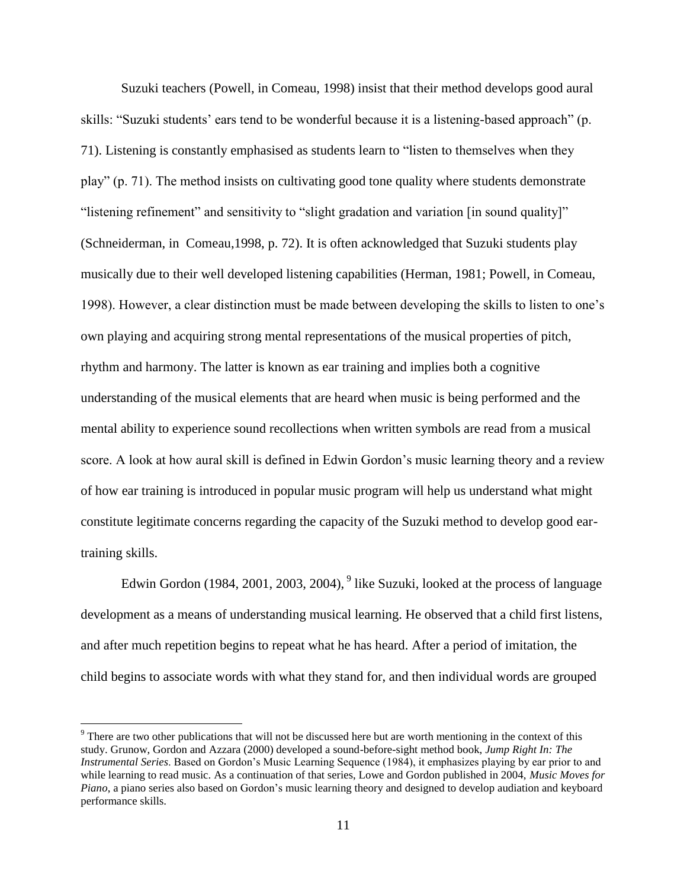Suzuki teachers (Powell, in Comeau, 1998) insist that their method develops good aural skills: “Suzuki students’ ears tend to be wonderful because it is a listening-based approach” (p. 71). Listening is constantly emphasised as students learn to “listen to themselves when they play” (p. 71). The method insists on cultivating good tone quality where students demonstrate “listening refinement” and sensitivity to “slight gradation and variation [in sound quality]” (Schneiderman, in Comeau,1998, p. 72). It is often acknowledged that Suzuki students play musically due to their well developed listening capabilities (Herman, 1981; Powell, in Comeau, 1998). However, a clear distinction must be made between developing the skills to listen to one’s own playing and acquiring strong mental representations of the musical properties of pitch, rhythm and harmony. The latter is known as ear training and implies both a cognitive understanding of the musical elements that are heard when music is being performed and the mental ability to experience sound recollections when written symbols are read from a musical score. A look at how aural skill is defined in Edwin Gordon’s music learning theory and a review of how ear training is introduced in popular music program will help us understand what might constitute legitimate concerns regarding the capacity of the Suzuki method to develop good ear-training skills.

Edwin Gordon (1984, 2001, 2003, 2004),[9] like Suzuki, looked at the process of language development as a means of understanding musical learning. He observed that a child first listens, and after much repetition begins to repeat what he has heard. After a period of imitation, the child begins to associate words with what they stand for, and then individual words are grouped

---

[9] There are two other publications that will not be discussed here but are worth mentioning in the context of this study. Grunow, Gordon and Azzara (2000) developed a sound-before-sight method book, *Jump Right In: The Instrumental Series*. Based on Gordon’s Music Learning Sequence (1984), it emphasizes playing by ear prior to and while learning to read music. As a continuation of that series, Lowe and Gordon published in 2004, *Music Moves for Piano*, a piano series also based on Gordon’s music learning theory and designed to develop audiation and keyboard performance skills.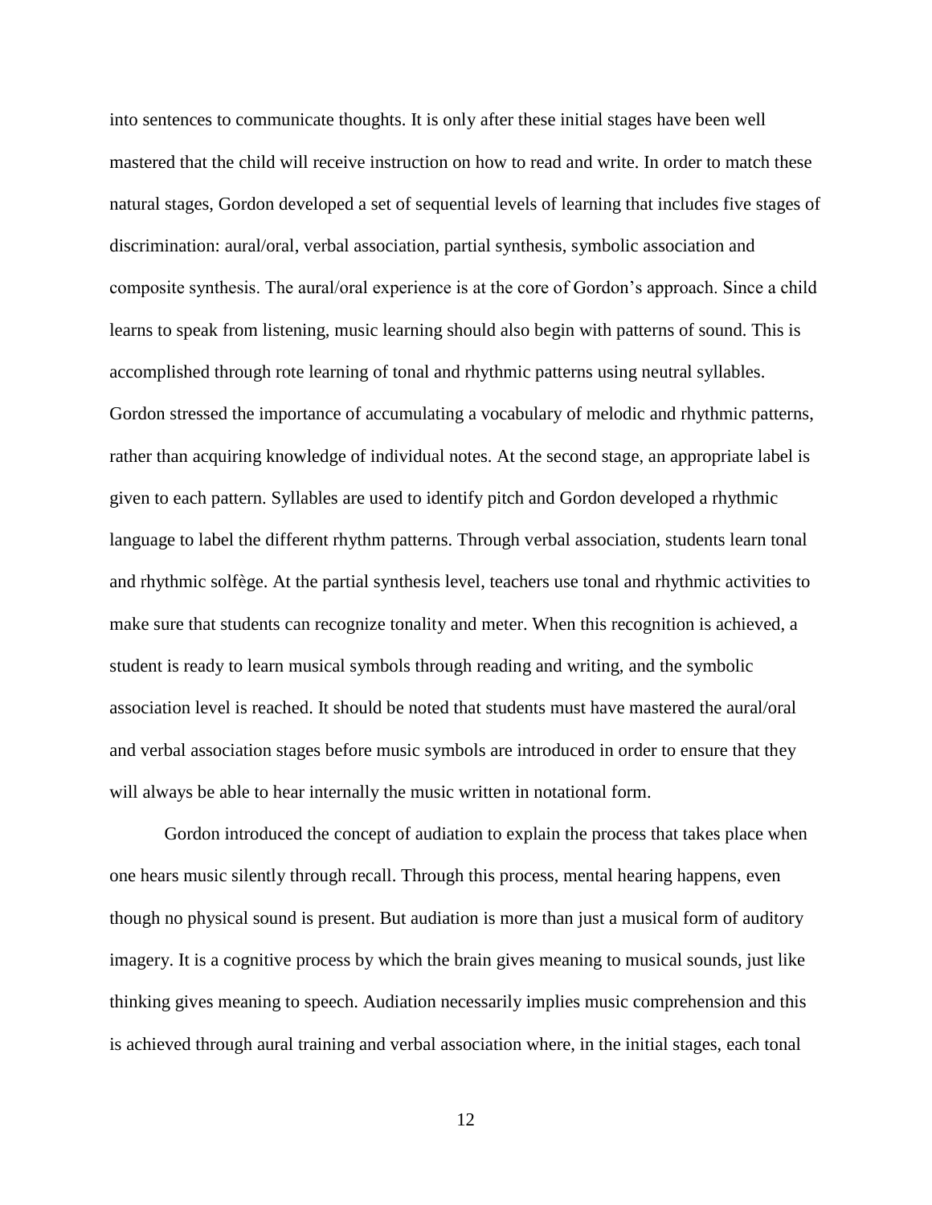into sentences to communicate thoughts. It is only after these initial stages have been well mastered that the child will receive instruction on how to read and write. In order to match these natural stages, Gordon developed a set of sequential levels of learning that includes five stages of discrimination: aural/oral, verbal association, partial synthesis, symbolic association and composite synthesis. The aural/oral experience is at the core of Gordon's approach. Since a child learns to speak from listening, music learning should also begin with patterns of sound. This is accomplished through rote learning of tonal and rhythmic patterns using neutral syllables. Gordon stressed the importance of accumulating a vocabulary of melodic and rhythmic patterns, rather than acquiring knowledge of individual notes. At the second stage, an appropriate label is given to each pattern. Syllables are used to identify pitch and Gordon developed a rhythmic language to label the different rhythm patterns. Through verbal association, students learn tonal and rhythmic solfège. At the partial synthesis level, teachers use tonal and rhythmic activities to make sure that students can recognize tonality and meter. When this recognition is achieved, a student is ready to learn musical symbols through reading and writing, and the symbolic association level is reached. It should be noted that students must have mastered the aural/oral and verbal association stages before music symbols are introduced in order to ensure that they will always be able to hear internally the music written in notational form.

Gordon introduced the concept of audiation to explain the process that takes place when one hears music silently through recall. Through this process, mental hearing happens, even though no physical sound is present. But audiation is more than just a musical form of auditory imagery. It is a cognitive process by which the brain gives meaning to musical sounds, just like thinking gives meaning to speech. Audiation necessarily implies music comprehension and this is achieved through aural training and verbal association where, in the initial stages, each tonal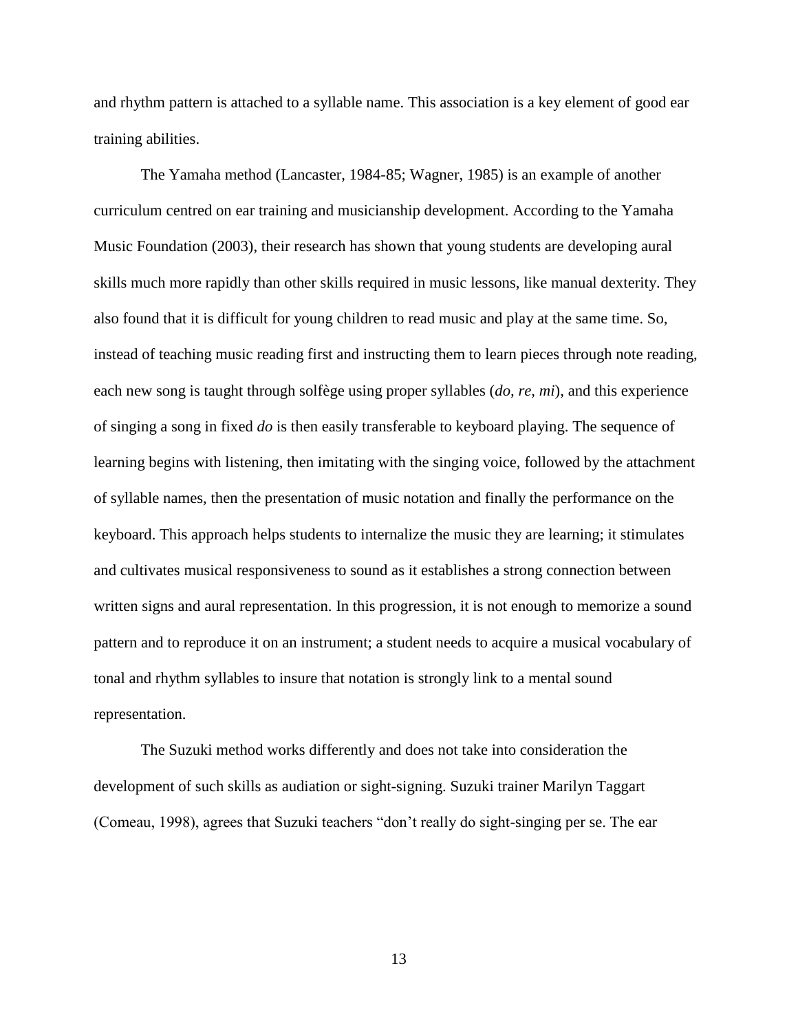and rhythm pattern is attached to a syllable name. This association is a key element of good ear training abilities.

The Yamaha method (Lancaster, 1984-85; Wagner, 1985) is an example of another curriculum centred on ear training and musicianship development. According to the Yamaha Music Foundation (2003), their research has shown that young students are developing aural skills much more rapidly than other skills required in music lessons, like manual dexterity. They also found that it is difficult for young children to read music and play at the same time. So, instead of teaching music reading first and instructing them to learn pieces through note reading, each new song is taught through solfège using proper syllables (*do, re, mi*), and this experience of singing a song in fixed *do* is then easily transferable to keyboard playing. The sequence of learning begins with listening, then imitating with the singing voice, followed by the attachment of syllable names, then the presentation of music notation and finally the performance on the keyboard. This approach helps students to internalize the music they are learning; it stimulates and cultivates musical responsiveness to sound as it establishes a strong connection between written signs and aural representation. In this progression, it is not enough to memorize a sound pattern and to reproduce it on an instrument; a student needs to acquire a musical vocabulary of tonal and rhythm syllables to insure that notation is strongly link to a mental sound representation.

The Suzuki method works differently and does not take into consideration the development of such skills as audiation or sight-signing. Suzuki trainer Marilyn Taggart (Comeau, 1998), agrees that Suzuki teachers "don't really do sight-singing per se. The ear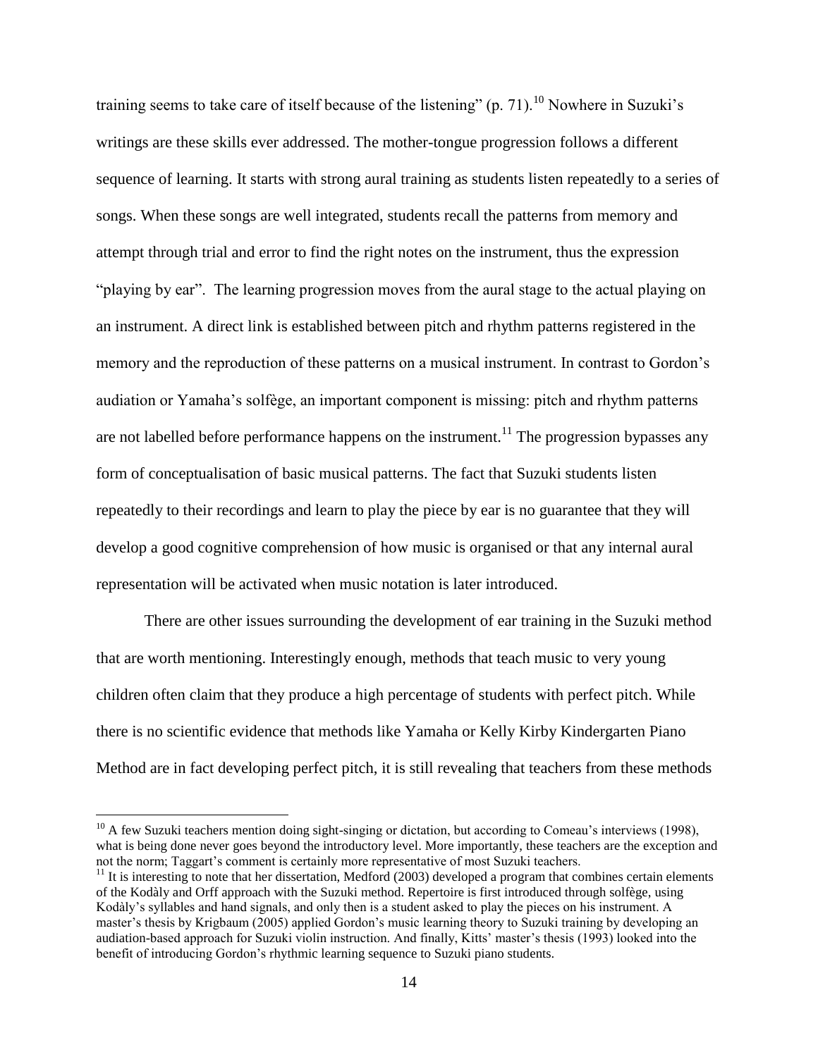training seems to take care of itself because of the listening" (p. 71).[10] Nowhere in Suzuki's writings are these skills ever addressed. The mother-tongue progression follows a different sequence of learning. It starts with strong aural training as students listen repeatedly to a series of songs. When these songs are well integrated, students recall the patterns from memory and attempt through trial and error to find the right notes on the instrument, thus the expression "playing by ear". The learning progression moves from the aural stage to the actual playing on an instrument. A direct link is established between pitch and rhythm patterns registered in the memory and the reproduction of these patterns on a musical instrument. In contrast to Gordon's audiation or Yamaha's solfège, an important component is missing: pitch and rhythm patterns are not labelled before performance happens on the instrument.[11] The progression bypasses any form of conceptualisation of basic musical patterns. The fact that Suzuki students listen repeatedly to their recordings and learn to play the piece by ear is no guarantee that they will develop a good cognitive comprehension of how music is organised or that any internal aural representation will be activated when music notation is later introduced.

There are other issues surrounding the development of ear training in the Suzuki method that are worth mentioning. Interestingly enough, methods that teach music to very young children often claim that they produce a high percentage of students with perfect pitch. While there is no scientific evidence that methods like Yamaha or Kelly Kirby Kindergarten Piano Method are in fact developing perfect pitch, it is still revealing that teachers from these methods

---

[10] A few Suzuki teachers mention doing sight-singing or dictation, but according to Comeau's interviews (1998), what is being done never goes beyond the introductory level. More importantly, these teachers are the exception and not the norm; Taggart's comment is certainly more representative of most Suzuki teachers.

[11] It is interesting to note that her dissertation, Medford (2003) developed a program that combines certain elements of the Kodàly and Orff approach with the Suzuki method. Repertoire is first introduced through solfège, using Kodàly's syllables and hand signals, and only then is a student asked to play the pieces on his instrument. A master's thesis by Krigbaum (2005) applied Gordon's music learning theory to Suzuki training by developing an audiation-based approach for Suzuki violin instruction. And finally, Kitts' master's thesis (1993) looked into the benefit of introducing Gordon's rhythmic learning sequence to Suzuki piano students.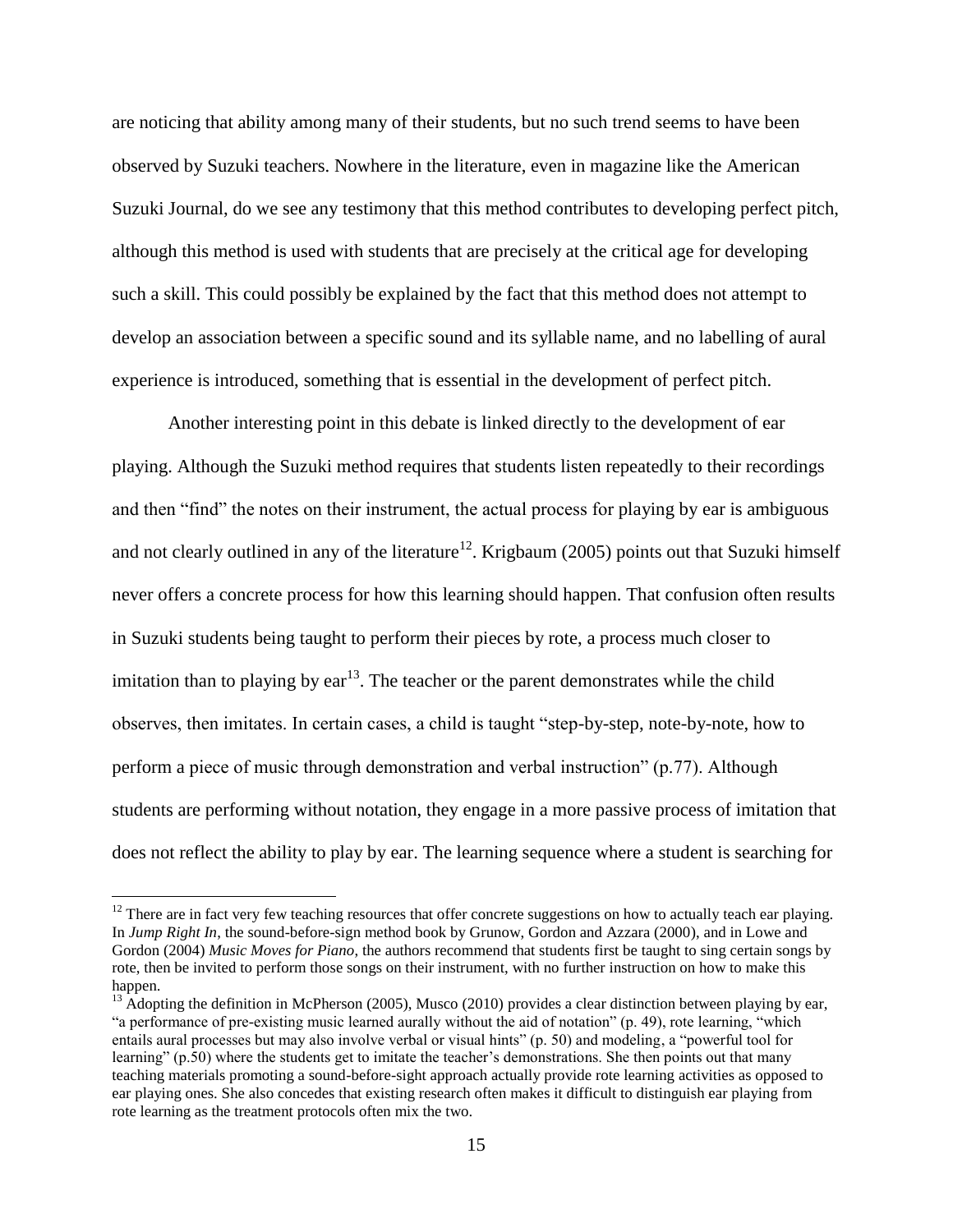are noticing that ability among many of their students, but no such trend seems to have been observed by Suzuki teachers. Nowhere in the literature, even in magazine like the American Suzuki Journal, do we see any testimony that this method contributes to developing perfect pitch, although this method is used with students that are precisely at the critical age for developing such a skill. This could possibly be explained by the fact that this method does not attempt to develop an association between a specific sound and its syllable name, and no labelling of aural experience is introduced, something that is essential in the development of perfect pitch.

Another interesting point in this debate is linked directly to the development of ear playing. Although the Suzuki method requires that students listen repeatedly to their recordings and then "find" the notes on their instrument, the actual process for playing by ear is ambiguous and not clearly outlined in any of the literature[12]. Krigbaum (2005) points out that Suzuki himself never offers a concrete process for how this learning should happen. That confusion often results in Suzuki students being taught to perform their pieces by rote, a process much closer to imitation than to playing by ear[13]. The teacher or the parent demonstrates while the child observes, then imitates. In certain cases, a child is taught "step-by-step, note-by-note, how to perform a piece of music through demonstration and verbal instruction" (p.77). Although students are performing without notation, they engage in a more passive process of imitation that does not reflect the ability to play by ear. The learning sequence where a student is searching for

---

[12] There are in fact very few teaching resources that offer concrete suggestions on how to actually teach ear playing. In *Jump Right In*, the sound-before-sign method book by Grunow, Gordon and Azzara (2000), and in Lowe and Gordon (2004) *Music Moves for Piano*, the authors recommend that students first be taught to sing certain songs by rote, then be invited to perform those songs on their instrument, with no further instruction on how to make this happen.

[13] Adopting the definition in McPherson (2005), Musco (2010) provides a clear distinction between playing by ear, "a performance of pre-existing music learned aurally without the aid of notation" (p. 49), rote learning, "which entails aural processes but may also involve verbal or visual hints" (p. 50) and modeling, a "powerful tool for learning" (p.50) where the students get to imitate the teacher's demonstrations. She then points out that many teaching materials promoting a sound-before-sight approach actually provide rote learning activities as opposed to ear playing ones. She also concedes that existing research often makes it difficult to distinguish ear playing from rote learning as the treatment protocols often mix the two.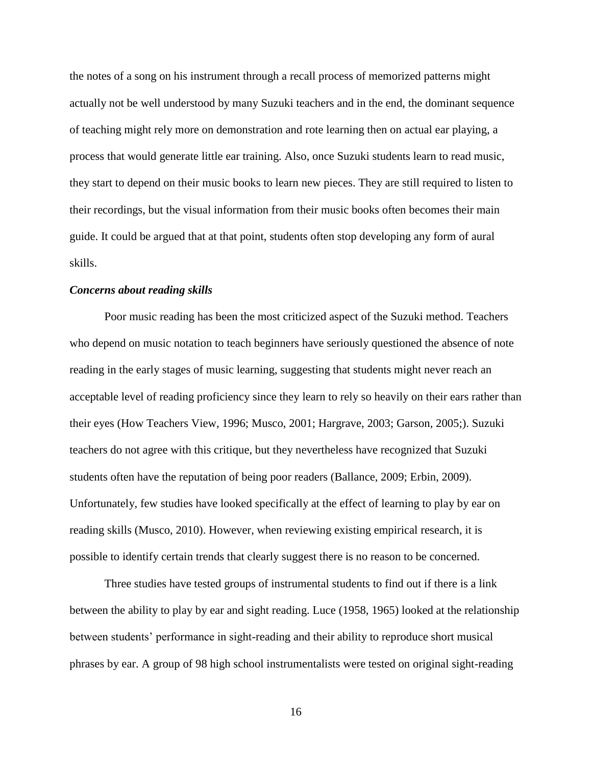the notes of a song on his instrument through a recall process of memorized patterns might actually not be well understood by many Suzuki teachers and in the end, the dominant sequence of teaching might rely more on demonstration and rote learning then on actual ear playing, a process that would generate little ear training. Also, once Suzuki students learn to read music, they start to depend on their music books to learn new pieces. They are still required to listen to their recordings, but the visual information from their music books often becomes their main guide. It could be argued that at that point, students often stop developing any form of aural skills.

***Concerns about reading skills***

Poor music reading has been the most criticized aspect of the Suzuki method. Teachers who depend on music notation to teach beginners have seriously questioned the absence of note reading in the early stages of music learning, suggesting that students might never reach an acceptable level of reading proficiency since they learn to rely so heavily on their ears rather than their eyes (How Teachers View, 1996; Musco, 2001; Hargrave, 2003; Garson, 2005;). Suzuki teachers do not agree with this critique, but they nevertheless have recognized that Suzuki students often have the reputation of being poor readers (Ballance, 2009; Erbin, 2009). Unfortunately, few studies have looked specifically at the effect of learning to play by ear on reading skills (Musco, 2010). However, when reviewing existing empirical research, it is possible to identify certain trends that clearly suggest there is no reason to be concerned.

Three studies have tested groups of instrumental students to find out if there is a link between the ability to play by ear and sight reading. Luce (1958, 1965) looked at the relationship between students' performance in sight-reading and their ability to reproduce short musical phrases by ear. A group of 98 high school instrumentalists were tested on original sight-reading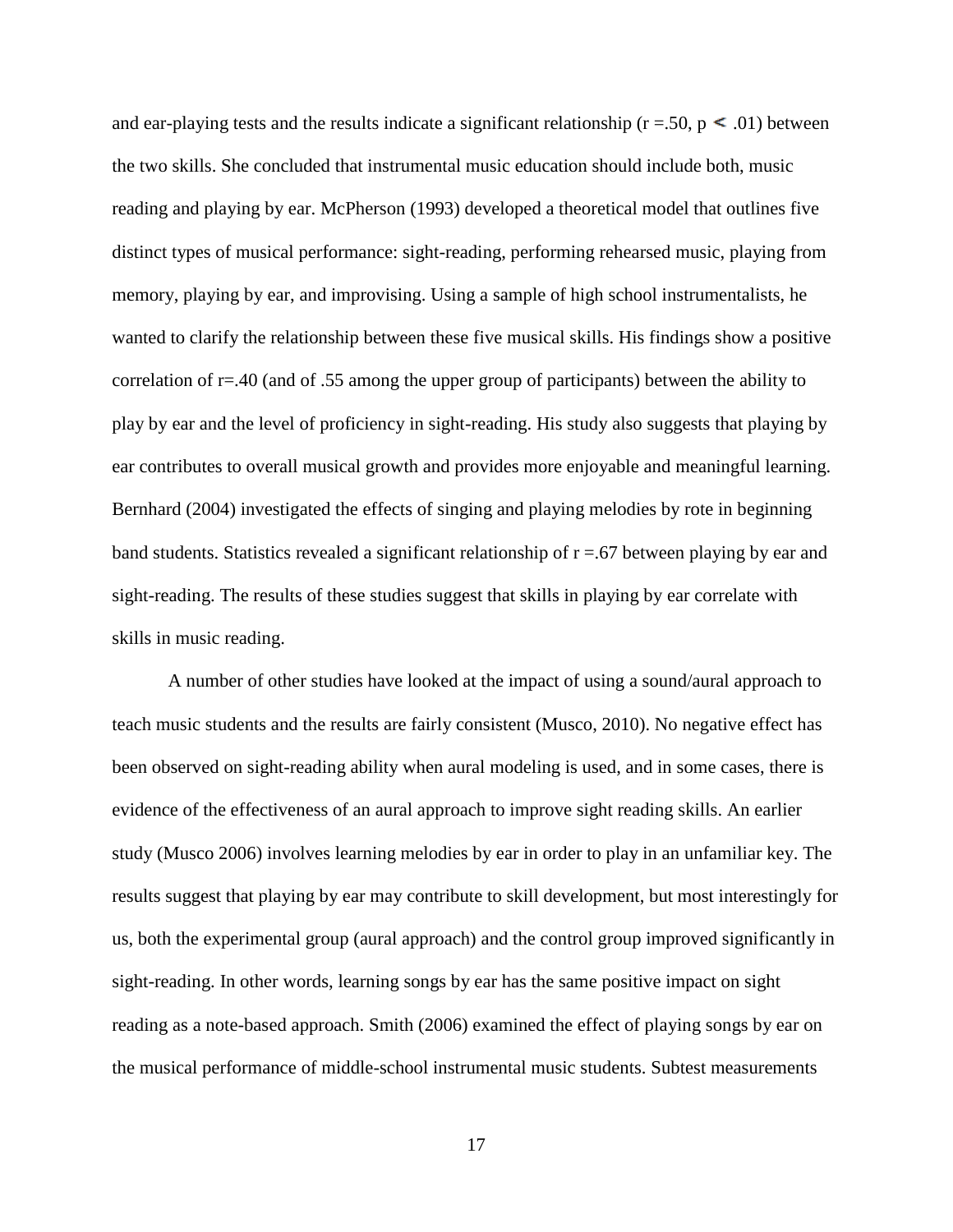and ear-playing tests and the results indicate a significant relationship ($r = .50$, $p < .01$) between the two skills. She concluded that instrumental music education should include both, music reading and playing by ear. McPherson (1993) developed a theoretical model that outlines five distinct types of musical performance: sight-reading, performing rehearsed music, playing from memory, playing by ear, and improvising. Using a sample of high school instrumentalists, he wanted to clarify the relationship between these five musical skills. His findings show a positive correlation of $r = .40$ (and of .55 among the upper group of participants) between the ability to play by ear and the level of proficiency in sight-reading. His study also suggests that playing by ear contributes to overall musical growth and provides more enjoyable and meaningful learning. Bernhard (2004) investigated the effects of singing and playing melodies by rote in beginning band students. Statistics revealed a significant relationship of $r = .67$ between playing by ear and sight-reading. The results of these studies suggest that skills in playing by ear correlate with skills in music reading.

A number of other studies have looked at the impact of using a sound/aural approach to teach music students and the results are fairly consistent (Musco, 2010). No negative effect has been observed on sight-reading ability when aural modeling is used, and in some cases, there is evidence of the effectiveness of an aural approach to improve sight reading skills. An earlier study (Musco 2006) involves learning melodies by ear in order to play in an unfamiliar key. The results suggest that playing by ear may contribute to skill development, but most interestingly for us, both the experimental group (aural approach) and the control group improved significantly in sight-reading. In other words, learning songs by ear has the same positive impact on sight reading as a note-based approach. Smith (2006) examined the effect of playing songs by ear on the musical performance of middle-school instrumental music students. Subtest measurements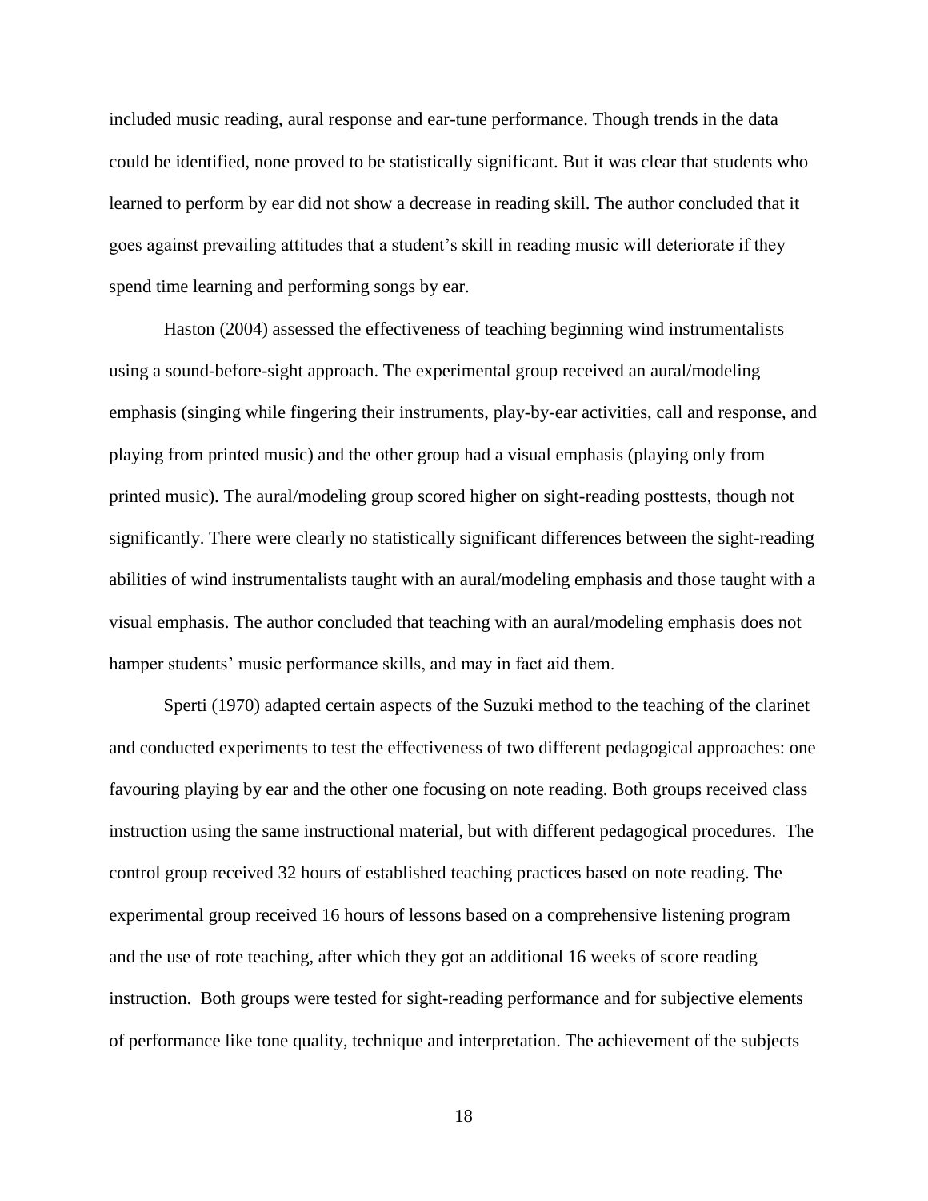included music reading, aural response and ear-tune performance. Though trends in the data could be identified, none proved to be statistically significant. But it was clear that students who learned to perform by ear did not show a decrease in reading skill. The author concluded that it goes against prevailing attitudes that a student's skill in reading music will deteriorate if they spend time learning and performing songs by ear.

Haston (2004) assessed the effectiveness of teaching beginning wind instrumentalists using a sound-before-sight approach. The experimental group received an aural/modeling emphasis (singing while fingering their instruments, play-by-ear activities, call and response, and playing from printed music) and the other group had a visual emphasis (playing only from printed music). The aural/modeling group scored higher on sight-reading posttests, though not significantly. There were clearly no statistically significant differences between the sight-reading abilities of wind instrumentalists taught with an aural/modeling emphasis and those taught with a visual emphasis. The author concluded that teaching with an aural/modeling emphasis does not hamper students' music performance skills, and may in fact aid them.

Sperti (1970) adapted certain aspects of the Suzuki method to the teaching of the clarinet and conducted experiments to test the effectiveness of two different pedagogical approaches: one favouring playing by ear and the other one focusing on note reading. Both groups received class instruction using the same instructional material, but with different pedagogical procedures. The control group received 32 hours of established teaching practices based on note reading. The experimental group received 16 hours of lessons based on a comprehensive listening program and the use of rote teaching, after which they got an additional 16 weeks of score reading instruction. Both groups were tested for sight-reading performance and for subjective elements of performance like tone quality, technique and interpretation. The achievement of the subjects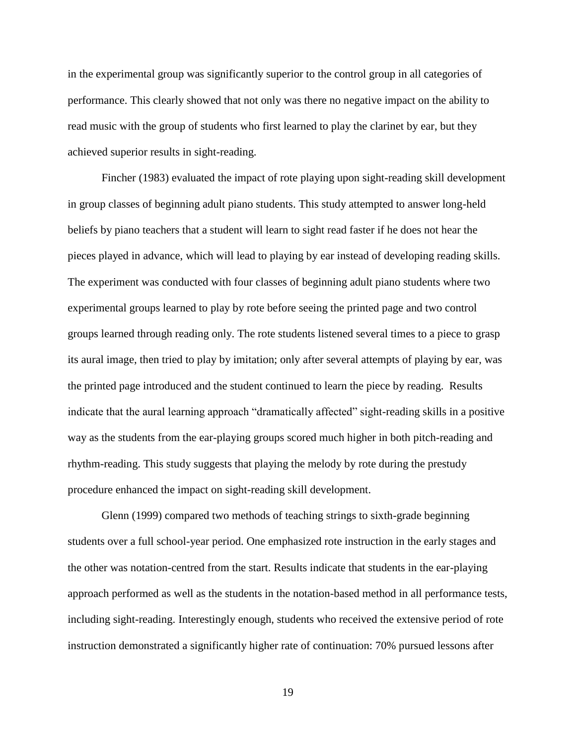in the experimental group was significantly superior to the control group in all categories of performance. This clearly showed that not only was there no negative impact on the ability to read music with the group of students who first learned to play the clarinet by ear, but they achieved superior results in sight-reading.

Fincher (1983) evaluated the impact of rote playing upon sight-reading skill development in group classes of beginning adult piano students. This study attempted to answer long-held beliefs by piano teachers that a student will learn to sight read faster if he does not hear the pieces played in advance, which will lead to playing by ear instead of developing reading skills. The experiment was conducted with four classes of beginning adult piano students where two experimental groups learned to play by rote before seeing the printed page and two control groups learned through reading only. The rote students listened several times to a piece to grasp its aural image, then tried to play by imitation; only after several attempts of playing by ear, was the printed page introduced and the student continued to learn the piece by reading. Results indicate that the aural learning approach "dramatically affected" sight-reading skills in a positive way as the students from the ear-playing groups scored much higher in both pitch-reading and rhythm-reading. This study suggests that playing the melody by rote during the prestudy procedure enhanced the impact on sight-reading skill development.

Glenn (1999) compared two methods of teaching strings to sixth-grade beginning students over a full school-year period. One emphasized rote instruction in the early stages and the other was notation-centred from the start. Results indicate that students in the ear-playing approach performed as well as the students in the notation-based method in all performance tests, including sight-reading. Interestingly enough, students who received the extensive period of rote instruction demonstrated a significantly higher rate of continuation: 70% pursued lessons after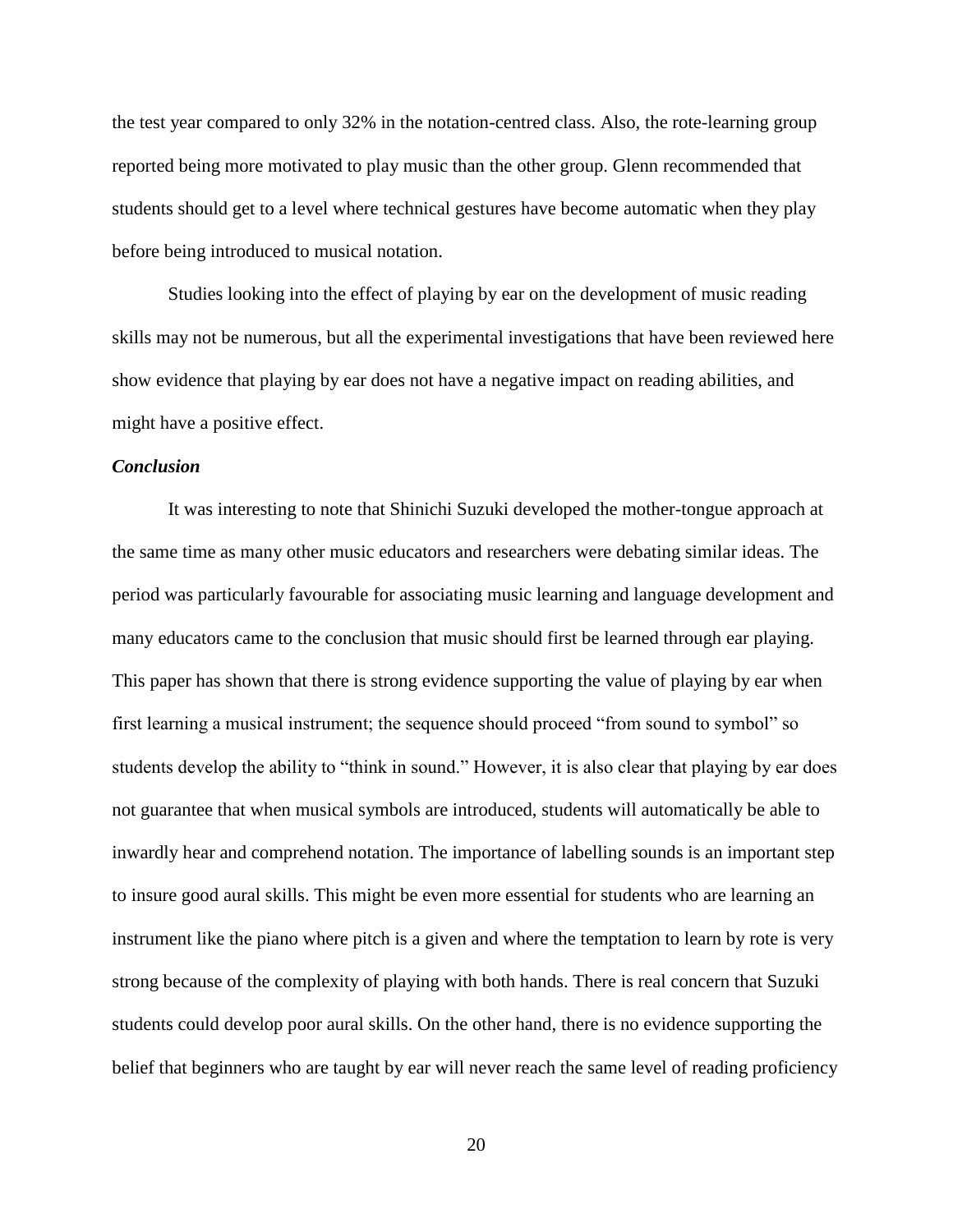the test year compared to only 32% in the notation-centred class. Also, the rote-learning group reported being more motivated to play music than the other group. Glenn recommended that students should get to a level where technical gestures have become automatic when they play before being introduced to musical notation.

Studies looking into the effect of playing by ear on the development of music reading skills may not be numerous, but all the experimental investigations that have been reviewed here show evidence that playing by ear does not have a negative impact on reading abilities, and might have a positive effect.

### *Conclusion*

It was interesting to note that Shinichi Suzuki developed the mother-tongue approach at the same time as many other music educators and researchers were debating similar ideas. The period was particularly favourable for associating music learning and language development and many educators came to the conclusion that music should first be learned through ear playing. This paper has shown that there is strong evidence supporting the value of playing by ear when first learning a musical instrument; the sequence should proceed "from sound to symbol" so students develop the ability to "think in sound." However, it is also clear that playing by ear does not guarantee that when musical symbols are introduced, students will automatically be able to inwardly hear and comprehend notation. The importance of labelling sounds is an important step to insure good aural skills. This might be even more essential for students who are learning an instrument like the piano where pitch is a given and where the temptation to learn by rote is very strong because of the complexity of playing with both hands. There is real concern that Suzuki students could develop poor aural skills. On the other hand, there is no evidence supporting the belief that beginners who are taught by ear will never reach the same level of reading proficiency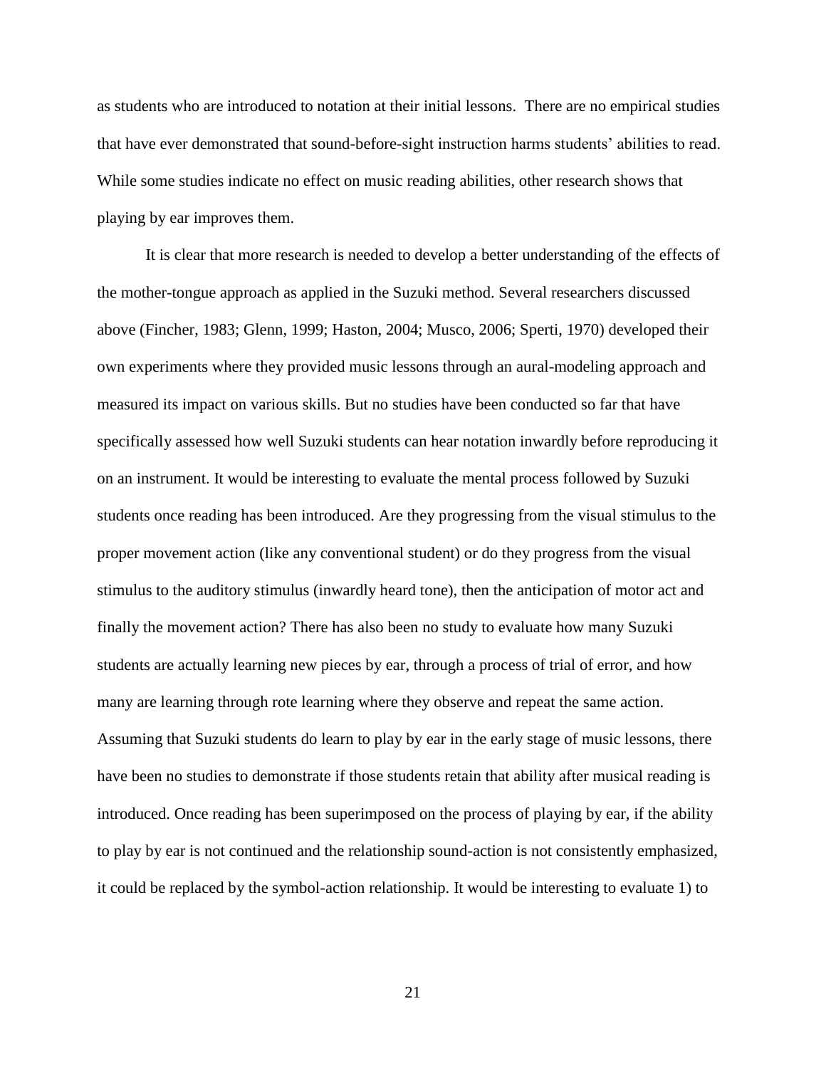as students who are introduced to notation at their initial lessons. There are no empirical studies that have ever demonstrated that sound-before-sight instruction harms students' abilities to read. While some studies indicate no effect on music reading abilities, other research shows that playing by ear improves them.

It is clear that more research is needed to develop a better understanding of the effects of the mother-tongue approach as applied in the Suzuki method. Several researchers discussed above (Fincher, 1983; Glenn, 1999; Haston, 2004; Musco, 2006; Sperti, 1970) developed their own experiments where they provided music lessons through an aural-modeling approach and measured its impact on various skills. But no studies have been conducted so far that have specifically assessed how well Suzuki students can hear notation inwardly before reproducing it on an instrument. It would be interesting to evaluate the mental process followed by Suzuki students once reading has been introduced. Are they progressing from the visual stimulus to the proper movement action (like any conventional student) or do they progress from the visual stimulus to the auditory stimulus (inwardly heard tone), then the anticipation of motor act and finally the movement action? There has also been no study to evaluate how many Suzuki students are actually learning new pieces by ear, through a process of trial of error, and how many are learning through rote learning where they observe and repeat the same action. Assuming that Suzuki students do learn to play by ear in the early stage of music lessons, there have been no studies to demonstrate if those students retain that ability after musical reading is introduced. Once reading has been superimposed on the process of playing by ear, if the ability to play by ear is not continued and the relationship sound-action is not consistently emphasized, it could be replaced by the symbol-action relationship. It would be interesting to evaluate 1) to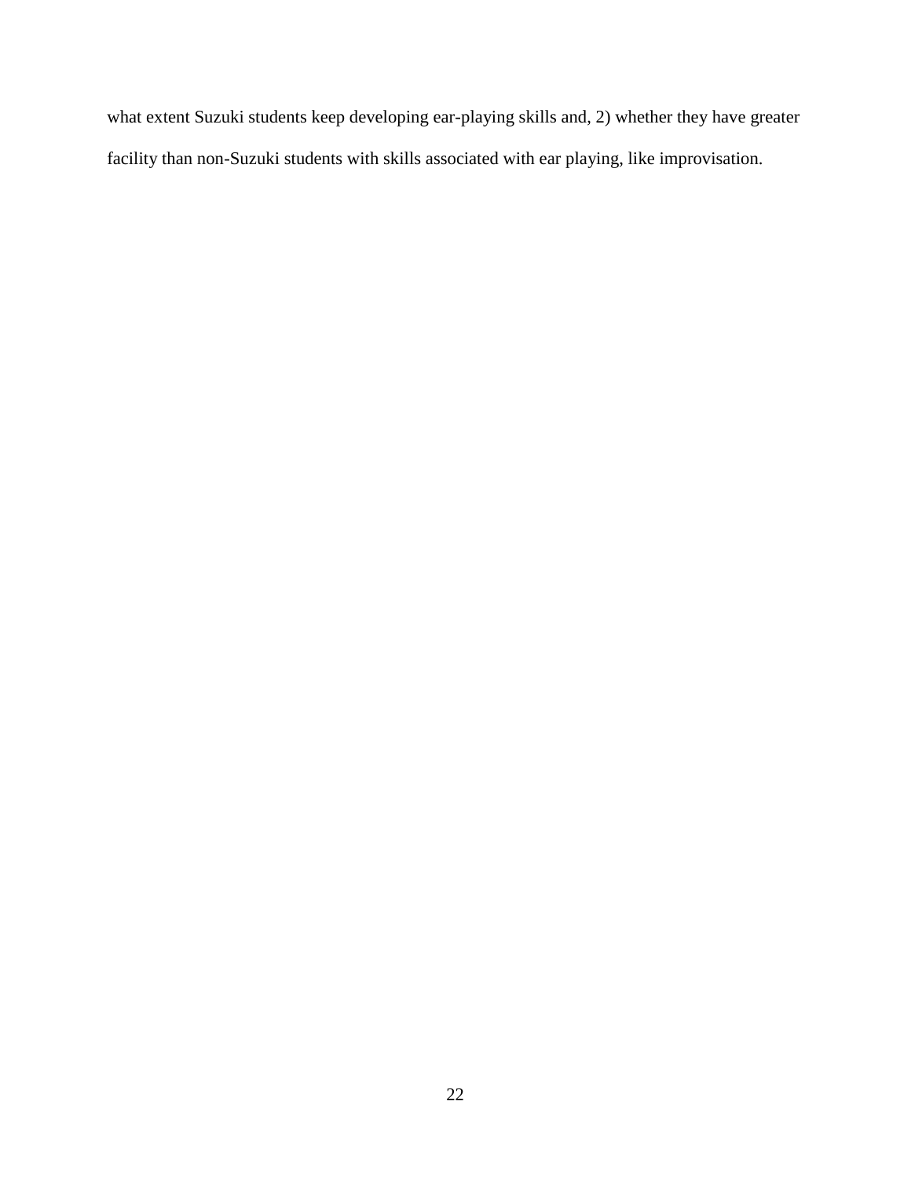what extent Suzuki students keep developing ear-playing skills and, 2) whether they have greater facility than non-Suzuki students with skills associated with ear playing, like improvisation.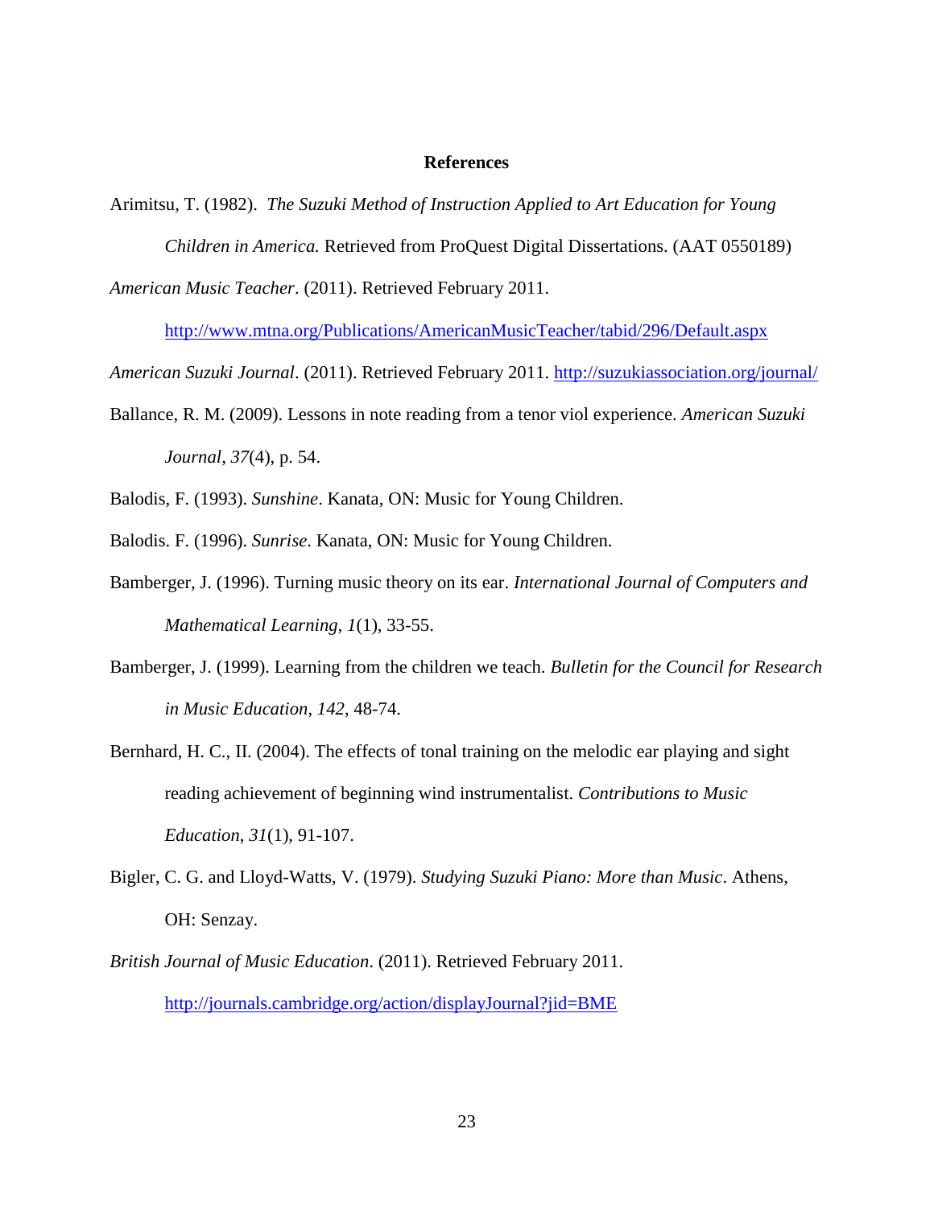## References

Arimitsu, T. (1982). *The Suzuki Method of Instruction Applied to Art Education for Young Children in America.* Retrieved from ProQuest Digital Dissertations. (AAT 0550189)

*American Music Teacher*. (2011). Retrieved February 2011. http://www.mtna.org/Publications/AmericanMusicTeacher/tabid/296/Default.aspx

*American Suzuki Journal*. (2011). Retrieved February 2011. http://suzukiassociation.org/journal/

Ballance, R. M. (2009). Lessons in note reading from a tenor viol experience. *American Suzuki Journal*, *37*(4), p. 54.

Balodis, F. (1993). *Sunshine*. Kanata, ON: Music for Young Children.

Balodis. F. (1996). *Sunrise*. Kanata, ON: Music for Young Children.

Bamberger, J. (1996). Turning music theory on its ear. *International Journal of Computers and Mathematical Learning*, *1*(1), 33-55.

Bamberger, J. (1999). Learning from the children we teach. *Bulletin for the Council for Research in Music Education*, *142*, 48-74.

Bernhard, H. C., II. (2004). The effects of tonal training on the melodic ear playing and sight reading achievement of beginning wind instrumentalist. *Contributions to Music Education*, *31*(1), 91-107.

Bigler, C. G. and Lloyd-Watts, V. (1979). *Studying Suzuki Piano: More than Music*. Athens, OH: Senzay.

*British Journal of Music Education*. (2011). Retrieved February 2011. http://journals.cambridge.org/action/displayJournal?jid=BME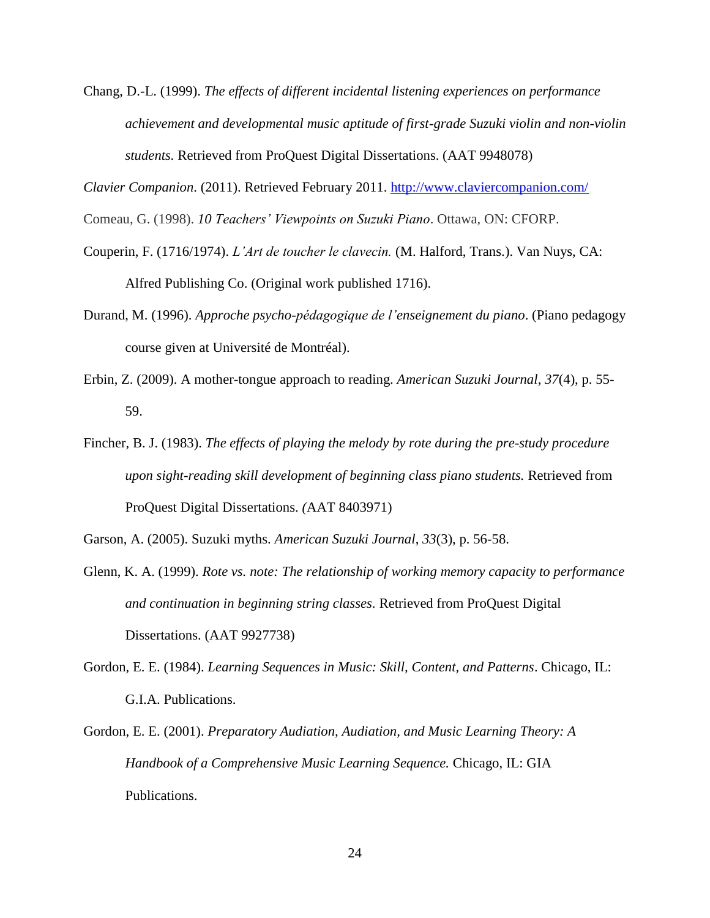Chang, D.-L. (1999). *The effects of different incidental listening experiences on performance achievement and developmental music aptitude of first-grade Suzuki violin and non-violin students.* Retrieved from ProQuest Digital Dissertations. (AAT 9948078)

*Clavier Companion*. (2011). Retrieved February 2011. http://www.claviercompanion.com/

Comeau, G. (1998). *10 Teachers' Viewpoints on Suzuki Piano*. Ottawa, ON: CFORP.

Couperin, F. (1716/1974). *L'Art de toucher le clavecin.* (M. Halford, Trans.). Van Nuys, CA: Alfred Publishing Co. (Original work published 1716).

Durand, M. (1996). *Approche psycho-pédagogique de l'enseignement du piano*. (Piano pedagogy course given at Université de Montréal).

Erbin, Z. (2009). A mother-tongue approach to reading. *American Suzuki Journal*, *37*(4), p. 55-59.

Fincher, B. J. (1983). *The effects of playing the melody by rote during the pre-study procedure upon sight-reading skill development of beginning class piano students.* Retrieved from ProQuest Digital Dissertations. (AAT 8403971)

Garson, A. (2005). Suzuki myths. *American Suzuki Journal*, *33*(3), p. 56-58.

Glenn, K. A. (1999). *Rote vs. note: The relationship of working memory capacity to performance and continuation in beginning string classes*. Retrieved from ProQuest Digital Dissertations. (AAT 9927738)

Gordon, E. E. (1984). *Learning Sequences in Music: Skill, Content, and Patterns*. Chicago, IL: G.I.A. Publications.

Gordon, E. E. (2001). *Preparatory Audiation, Audiation, and Music Learning Theory: A Handbook of a Comprehensive Music Learning Sequence.* Chicago, IL: GIA Publications.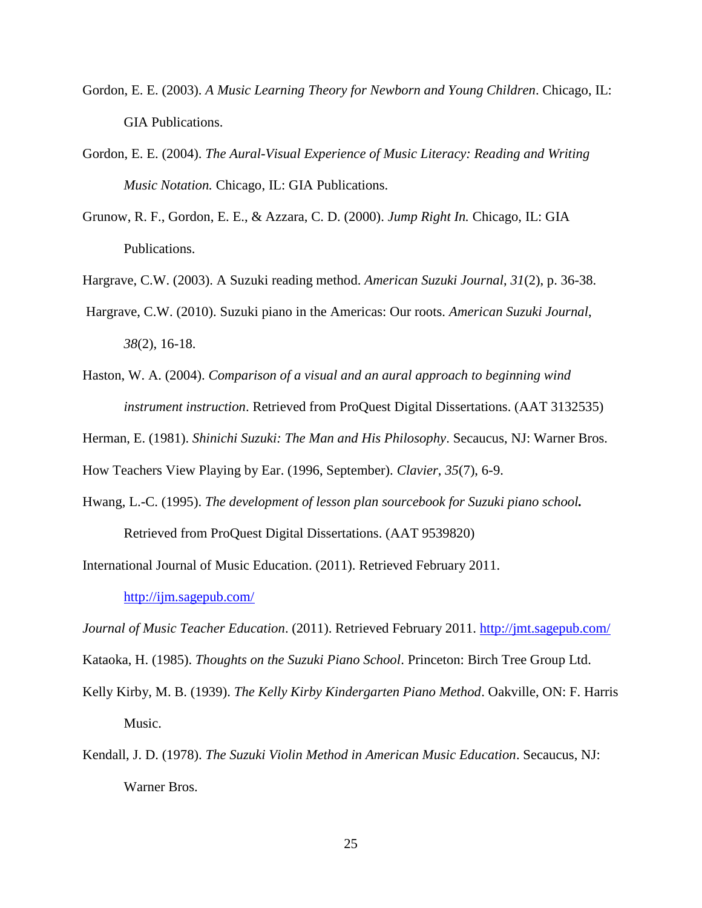Gordon, E. E. (2003). *A Music Learning Theory for Newborn and Young Children*. Chicago, IL: GIA Publications.

Gordon, E. E. (2004). *The Aural-Visual Experience of Music Literacy: Reading and Writing Music Notation.* Chicago, IL: GIA Publications.

Grunow, R. F., Gordon, E. E., & Azzara, C. D. (2000). *Jump Right In.* Chicago, IL: GIA Publications.

Hargrave, C.W. (2003). A Suzuki reading method. *American Suzuki Journal*, *31*(2), p. 36-38.

Hargrave, C.W. (2010). Suzuki piano in the Americas: Our roots. *American Suzuki Journal*, *38*(2), 16-18.

Haston, W. A. (2004). *Comparison of a visual and an aural approach to beginning wind instrument instruction*. Retrieved from ProQuest Digital Dissertations. (AAT 3132535)

Herman, E. (1981). *Shinichi Suzuki: The Man and His Philosophy*. Secaucus, NJ: Warner Bros.

How Teachers View Playing by Ear. (1996, September). *Clavier*, *35*(7), 6-9.

Hwang, L.-C. (1995). *The development of lesson plan sourcebook for Suzuki piano school.* Retrieved from ProQuest Digital Dissertations. (AAT 9539820)

International Journal of Music Education. (2011). Retrieved February 2011. http://ijm.sagepub.com/

*Journal of Music Teacher Education*. (2011). Retrieved February 2011. http://jmt.sagepub.com/

Kataoka, H. (1985). *Thoughts on the Suzuki Piano School*. Princeton: Birch Tree Group Ltd.

Kelly Kirby, M. B. (1939). *The Kelly Kirby Kindergarten Piano Method*. Oakville, ON: F. Harris Music.

Kendall, J. D. (1978). *The Suzuki Violin Method in American Music Education*. Secaucus, NJ: Warner Bros.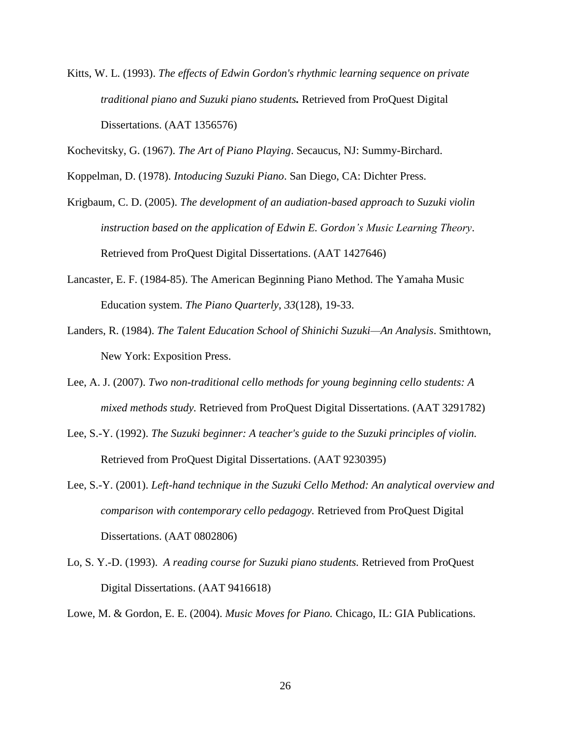Kitts, W. L. (1993). *The effects of Edwin Gordon's rhythmic learning sequence on private traditional piano and Suzuki piano students.* Retrieved from ProQuest Digital Dissertations. (AAT 1356576)

Kochevitsky, G. (1967). *The Art of Piano Playing*. Secaucus, NJ: Summy-Birchard.

Koppelman, D. (1978). *Intoducing Suzuki Piano*. San Diego, CA: Dichter Press.

Krigbaum, C. D. (2005). *The development of an audiation-based approach to Suzuki violin instruction based on the application of Edwin E. Gordon's Music Learning Theory*. Retrieved from ProQuest Digital Dissertations. (AAT 1427646)

Lancaster, E. F. (1984-85). The American Beginning Piano Method. The Yamaha Music Education system. *The Piano Quarterly*, *33*(128), 19-33.

Landers, R. (1984). *The Talent Education School of Shinichi Suzuki—An Analysis*. Smithtown, New York: Exposition Press.

Lee, A. J. (2007). *Two non-traditional cello methods for young beginning cello students: A mixed methods study.* Retrieved from ProQuest Digital Dissertations. (AAT 3291782)

Lee, S.-Y. (1992). *The Suzuki beginner: A teacher's guide to the Suzuki principles of violin.* Retrieved from ProQuest Digital Dissertations. (AAT 9230395)

Lee, S.-Y. (2001). *Left-hand technique in the Suzuki Cello Method: An analytical overview and comparison with contemporary cello pedagogy.* Retrieved from ProQuest Digital Dissertations. (AAT 0802806)

Lo, S. Y.-D. (1993). *A reading course for Suzuki piano students.* Retrieved from ProQuest Digital Dissertations. (AAT 9416618)

Lowe, M. & Gordon, E. E. (2004). *Music Moves for Piano.* Chicago, IL: GIA Publications.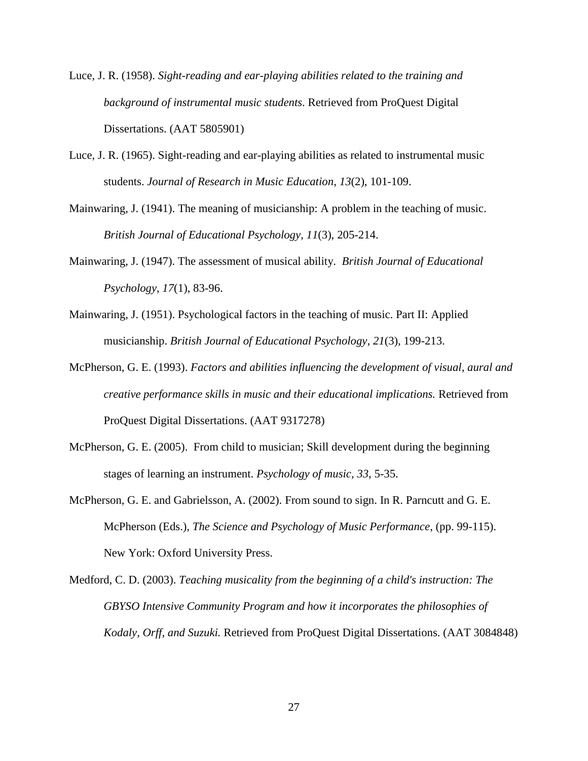Luce, J. R. (1958). *Sight-reading and ear-playing abilities related to the training and background of instrumental music students*. Retrieved from ProQuest Digital Dissertations. (AAT 5805901)

Luce, J. R. (1965). Sight-reading and ear-playing abilities as related to instrumental music students. *Journal of Research in Music Education*, *13*(2), 101-109.

Mainwaring, J. (1941). The meaning of musicianship: A problem in the teaching of music. *British Journal of Educational Psychology*, *11*(3), 205-214.

Mainwaring, J. (1947). The assessment of musical ability. *British Journal of Educational Psychology*, *17*(1), 83-96.

Mainwaring, J. (1951). Psychological factors in the teaching of music. Part II: Applied musicianship. *British Journal of Educational Psychology*, *21*(3), 199-213.

McPherson, G. E. (1993). *Factors and abilities influencing the development of visual, aural and creative performance skills in music and their educational implications.* Retrieved from ProQuest Digital Dissertations. (AAT 9317278)

McPherson, G. E. (2005). From child to musician; Skill development during the beginning stages of learning an instrument. *Psychology of music, 33*, 5-35.

McPherson, G. E. and Gabrielsson, A. (2002). From sound to sign. In R. Parncutt and G. E. McPherson (Eds.), *The Science and Psychology of Music Performance*, (pp. 99-115). New York: Oxford University Press.

Medford, C. D. (2003). *Teaching musicality from the beginning of a child's instruction: The GBYSO Intensive Community Program and how it incorporates the philosophies of Kodaly, Orff, and Suzuki.* Retrieved from ProQuest Digital Dissertations. (AAT 3084848)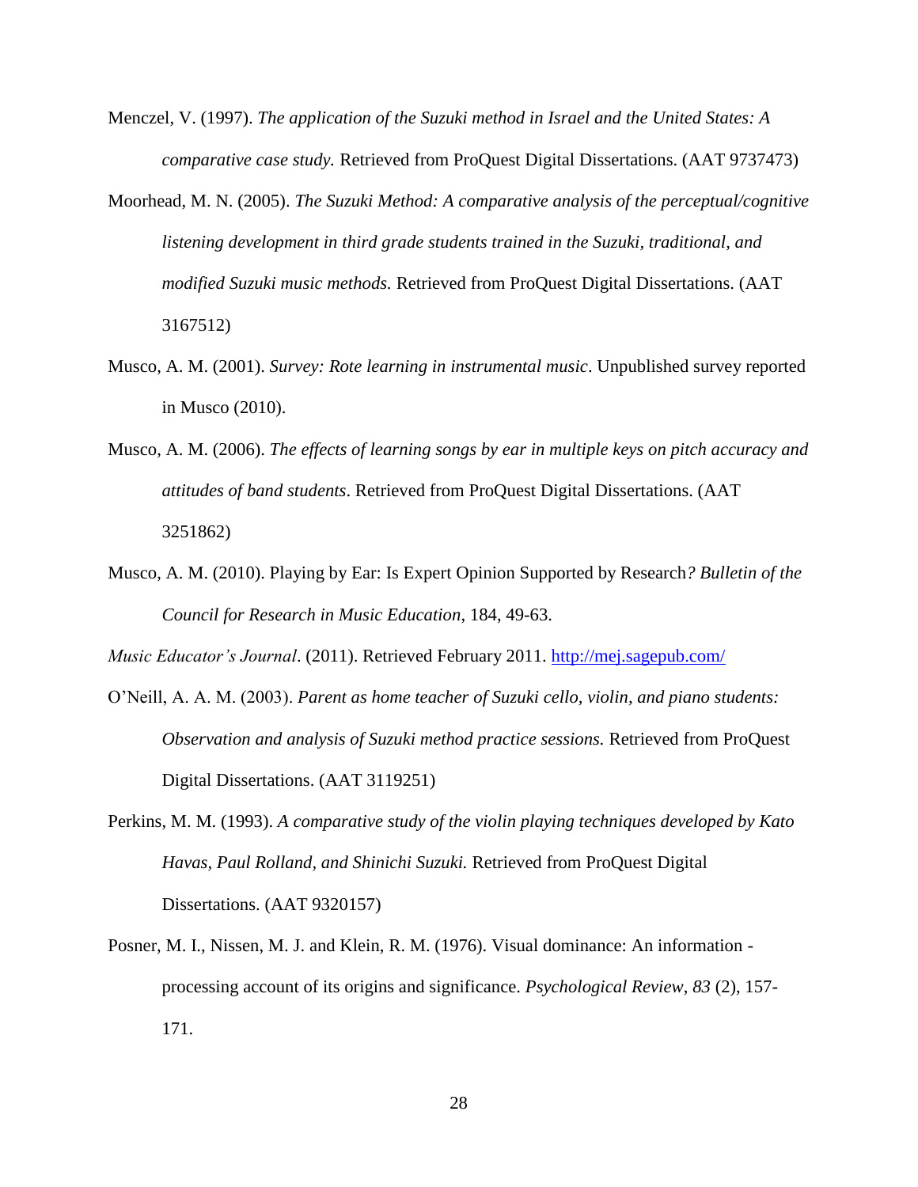Menczel, V. (1997). *The application of the Suzuki method in Israel and the United States: A comparative case study.* Retrieved from ProQuest Digital Dissertations. (AAT 9737473)

Moorhead, M. N. (2005). *The Suzuki Method: A comparative analysis of the perceptual/cognitive listening development in third grade students trained in the Suzuki, traditional, and modified Suzuki music methods.* Retrieved from ProQuest Digital Dissertations. (AAT 3167512)

Musco, A. M. (2001). *Survey: Rote learning in instrumental music*. Unpublished survey reported in Musco (2010).

Musco, A. M. (2006). *The effects of learning songs by ear in multiple keys on pitch accuracy and attitudes of band students*. Retrieved from ProQuest Digital Dissertations. (AAT 3251862)

Musco, A. M. (2010). Playing by Ear: Is Expert Opinion Supported by Research*? Bulletin of the Council for Research in Music Education*, 184, 49-63.

*Music Educator's Journal*. (2011). Retrieved February 2011. http://mej.sagepub.com/

O'Neill, A. A. M. (2003). *Parent as home teacher of Suzuki cello, violin, and piano students: Observation and analysis of Suzuki method practice sessions.* Retrieved from ProQuest Digital Dissertations. (AAT 3119251)

Perkins, M. M. (1993). *A comparative study of the violin playing techniques developed by Kato Havas, Paul Rolland, and Shinichi Suzuki.* Retrieved from ProQuest Digital Dissertations. (AAT 9320157)

Posner, M. I., Nissen, M. J. and Klein, R. M. (1976). Visual dominance: An information - processing account of its origins and significance. *Psychological Review*, *83* (2), 157-171.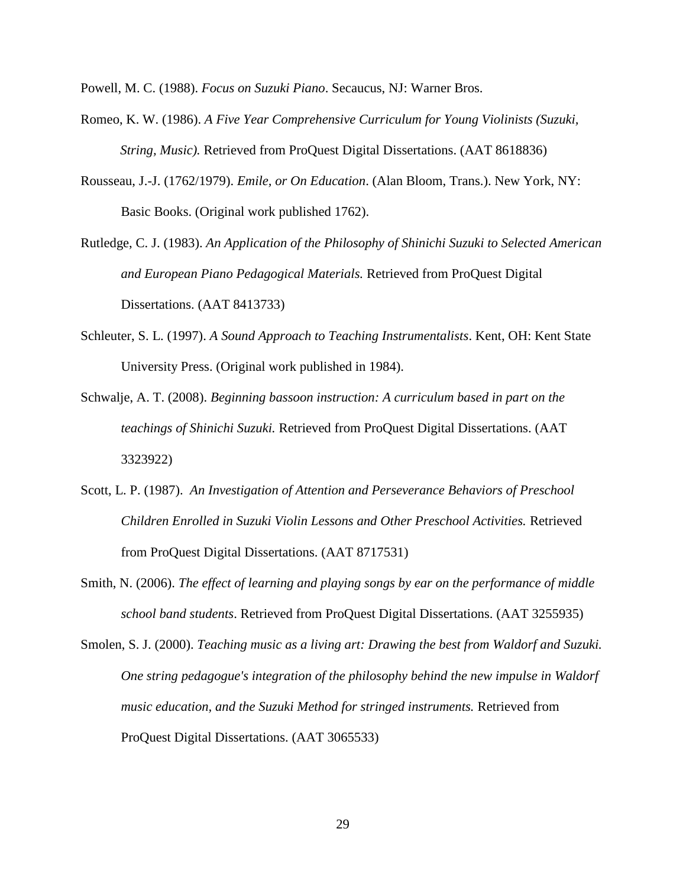Powell, M. C. (1988). *Focus on Suzuki Piano*. Secaucus, NJ: Warner Bros.

Romeo, K. W. (1986). *A Five Year Comprehensive Curriculum for Young Violinists (Suzuki, String, Music).* Retrieved from ProQuest Digital Dissertations. (AAT 8618836)

Rousseau, J.-J. (1762/1979). *Emile, or On Education*. (Alan Bloom, Trans.). New York, NY: Basic Books. (Original work published 1762).

Rutledge, C. J. (1983). *An Application of the Philosophy of Shinichi Suzuki to Selected American and European Piano Pedagogical Materials.* Retrieved from ProQuest Digital Dissertations. (AAT 8413733)

Schleuter, S. L. (1997). *A Sound Approach to Teaching Instrumentalists*. Kent, OH: Kent State University Press. (Original work published in 1984).

Schwalje, A. T. (2008). *Beginning bassoon instruction: A curriculum based in part on the teachings of Shinichi Suzuki.* Retrieved from ProQuest Digital Dissertations. (AAT 3323922)

Scott, L. P. (1987). *An Investigation of Attention and Perseverance Behaviors of Preschool Children Enrolled in Suzuki Violin Lessons and Other Preschool Activities.* Retrieved from ProQuest Digital Dissertations. (AAT 8717531)

Smith, N. (2006). *The effect of learning and playing songs by ear on the performance of middle school band students*. Retrieved from ProQuest Digital Dissertations. (AAT 3255935)

Smolen, S. J. (2000). *Teaching music as a living art: Drawing the best from Waldorf and Suzuki. One string pedagogue's integration of the philosophy behind the new impulse in Waldorf music education, and the Suzuki Method for stringed instruments.* Retrieved from ProQuest Digital Dissertations. (AAT 3065533)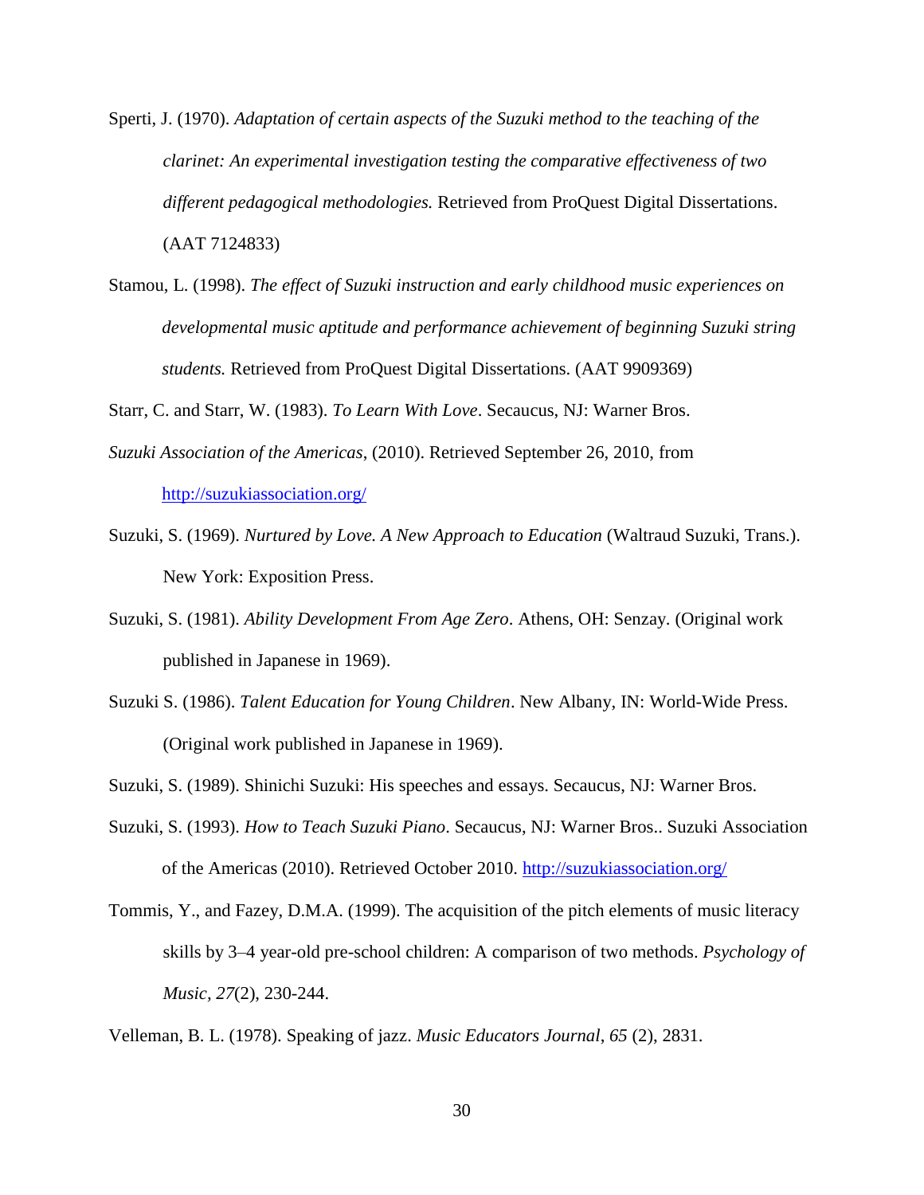Sperti, J. (1970). *Adaptation of certain aspects of the Suzuki method to the teaching of the clarinet: An experimental investigation testing the comparative effectiveness of two different pedagogical methodologies.* Retrieved from ProQuest Digital Dissertations. (AAT 7124833)

Stamou, L. (1998). *The effect of Suzuki instruction and early childhood music experiences on developmental music aptitude and performance achievement of beginning Suzuki string students.* Retrieved from ProQuest Digital Dissertations. (AAT 9909369)

Starr, C. and Starr, W. (1983). *To Learn With Love*. Secaucus, NJ: Warner Bros.

*Suzuki Association of the Americas*, (2010). Retrieved September 26, 2010, from [http://suzukiassociation.org/](http://suzukiassociation.org/)

Suzuki, S. (1969). *Nurtured by Love. A New Approach to Education* (Waltraud Suzuki, Trans.). New York: Exposition Press.

Suzuki, S. (1981). *Ability Development From Age Zero*. Athens, OH: Senzay. (Original work published in Japanese in 1969).

Suzuki S. (1986). *Talent Education for Young Children*. New Albany, IN: World-Wide Press. (Original work published in Japanese in 1969).

Suzuki, S. (1989). Shinichi Suzuki: His speeches and essays. Secaucus, NJ: Warner Bros.

Suzuki, S. (1993). *How to Teach Suzuki Piano*. Secaucus, NJ: Warner Bros.. Suzuki Association of the Americas (2010). Retrieved October 2010. [http://suzukiassociation.org/](http://suzukiassociation.org/)

Tommis, Y., and Fazey, D.M.A. (1999). The acquisition of the pitch elements of music literacy skills by 3–4 year-old pre-school children: A comparison of two methods. *Psychology of Music, 27*(2), 230-244.

Velleman, B. L. (1978). Speaking of jazz. *Music Educators Journal*, *65* (2), 2831.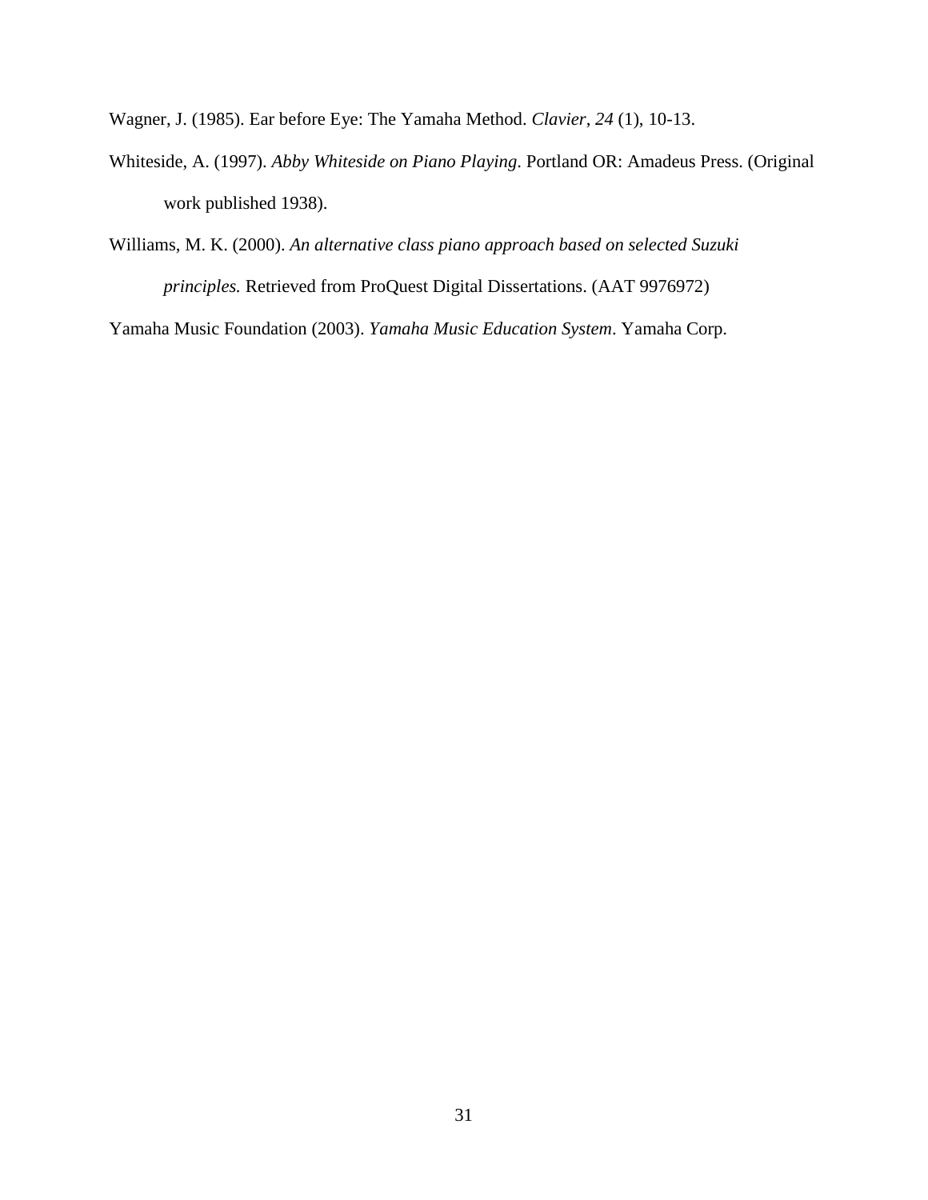Wagner, J. (1985). Ear before Eye: The Yamaha Method. *Clavier*, *24* (1), 10-13.

Whiteside, A. (1997). *Abby Whiteside on Piano Playing*. Portland OR: Amadeus Press. (Original work published 1938).

Williams, M. K. (2000). *An alternative class piano approach based on selected Suzuki principles.* Retrieved from ProQuest Digital Dissertations. (AAT 9976972)

Yamaha Music Foundation (2003). *Yamaha Music Education System*. Yamaha Corp.